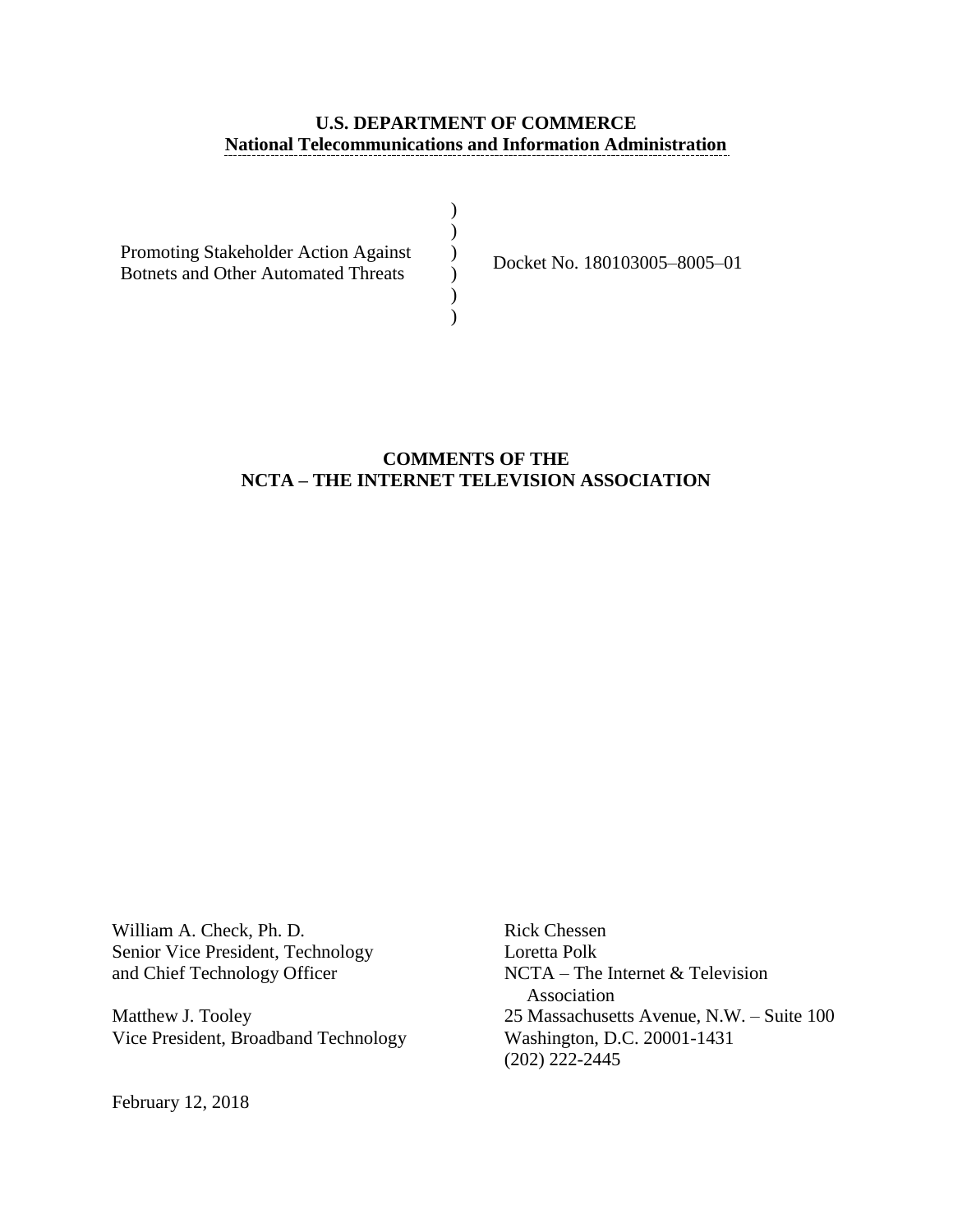**U.S. DEPARTMENT OF COMMERCE**
**National Telecommunications and Information Administration**

| | | |
|---|---|---|
| Promoting Stakeholder Action Against Botnets and Other Automated Threats | ) ) ) ) ) ) | Docket No. 180103005–8005–01 |

**COMMENTS OF THE**
**NCTA – THE INTERNET TELEVISION ASSOCIATION**

William A. Check, Ph. D.
Senior Vice President, Technology
and Chief Technology Officer

Matthew J. Tooley
Vice President, Broadband Technology

Rick Chessen
Loretta Polk
NCTA – The Internet & Television Association
25 Massachusetts Avenue, N.W. – Suite 100
Washington, D.C. 20001-1431
(202) 222-2445

February 12, 2018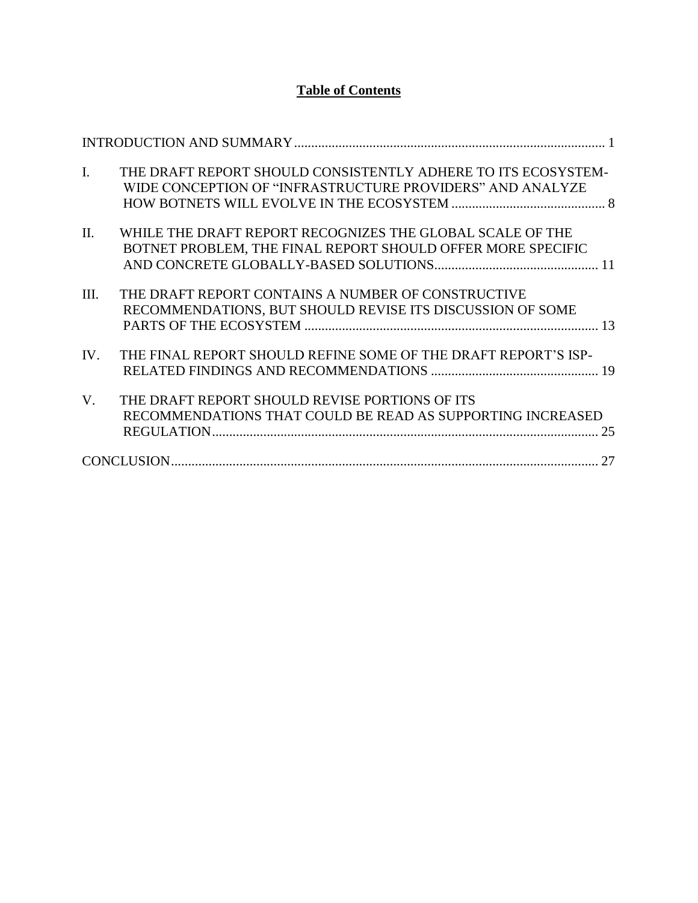# Table of Contents

INTRODUCTION AND SUMMARY .......... 1

I. THE DRAFT REPORT SHOULD CONSISTENTLY ADHERE TO ITS ECOSYSTEM-WIDE CONCEPTION OF "INFRASTRUCTURE PROVIDERS" AND ANALYZE HOW BOTNETS WILL EVOLVE IN THE ECOSYSTEM .......... 8

II. WHILE THE DRAFT REPORT RECOGNIZES THE GLOBAL SCALE OF THE BOTNET PROBLEM, THE FINAL REPORT SHOULD OFFER MORE SPECIFIC AND CONCRETE GLOBALLY-BASED SOLUTIONS .......... 11

III. THE DRAFT REPORT CONTAINS A NUMBER OF CONSTRUCTIVE RECOMMENDATIONS, BUT SHOULD REVISE ITS DISCUSSION OF SOME PARTS OF THE ECOSYSTEM .......... 13

IV. THE FINAL REPORT SHOULD REFINE SOME OF THE DRAFT REPORT'S ISP-RELATED FINDINGS AND RECOMMENDATIONS .......... 19

V. THE DRAFT REPORT SHOULD REVISE PORTIONS OF ITS RECOMMENDATIONS THAT COULD BE READ AS SUPPORTING INCREASED REGULATION .......... 25

CONCLUSION .......... 27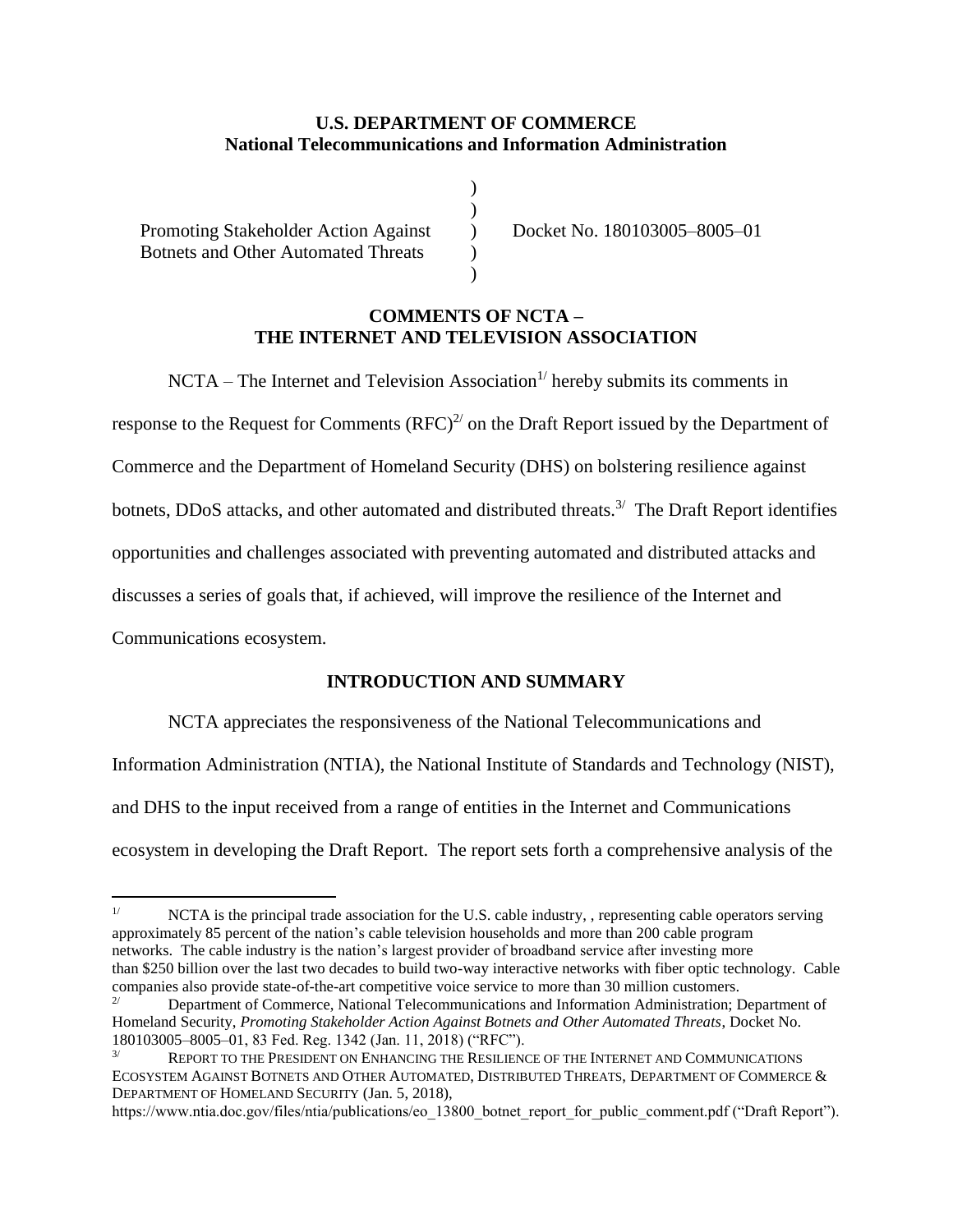**U.S. DEPARTMENT OF COMMERCE**
**National Telecommunications and Information Administration**

| | | |
|---|---|---|
| Promoting Stakeholder Action Against Botnets and Other Automated Threats | ) ) ) ) ) | Docket No. 180103005–8005–01 |

## COMMENTS OF NCTA – THE INTERNET AND TELEVISION ASSOCIATION

NCTA – The Internet and Television Association[1/] hereby submits its comments in response to the Request for Comments (RFC)[2/] on the Draft Report issued by the Department of Commerce and the Department of Homeland Security (DHS) on bolstering resilience against botnets, DDoS attacks, and other automated and distributed threats.[3/] The Draft Report identifies opportunities and challenges associated with preventing automated and distributed attacks and discusses a series of goals that, if achieved, will improve the resilience of the Internet and Communications ecosystem.

## INTRODUCTION AND SUMMARY

NCTA appreciates the responsiveness of the National Telecommunications and Information Administration (NTIA), the National Institute of Standards and Technology (NIST), and DHS to the input received from a range of entities in the Internet and Communications ecosystem in developing the Draft Report. The report sets forth a comprehensive analysis of the

---

[1/] NCTA is the principal trade association for the U.S. cable industry, , representing cable operators serving approximately 85 percent of the nation's cable television households and more than 200 cable program networks. The cable industry is the nation's largest provider of broadband service after investing more than $250 billion over the last two decades to build two-way interactive networks with fiber optic technology. Cable companies also provide state-of-the-art competitive voice service to more than 30 million customers.

[2/] Department of Commerce, National Telecommunications and Information Administration; Department of Homeland Security, *Promoting Stakeholder Action Against Botnets and Other Automated Threats*, Docket No. 180103005–8005–01, 83 Fed. Reg. 1342 (Jan. 11, 2018) ("RFC").

[3/] REPORT TO THE PRESIDENT ON ENHANCING THE RESILIENCE OF THE INTERNET AND COMMUNICATIONS ECOSYSTEM AGAINST BOTNETS AND OTHER AUTOMATED, DISTRIBUTED THREATS, DEPARTMENT OF COMMERCE & DEPARTMENT OF HOMELAND SECURITY (Jan. 5, 2018), https://www.ntia.doc.gov/files/ntia/publications/eo_13800_botnet_report_for_public_comment.pdf ("Draft Report").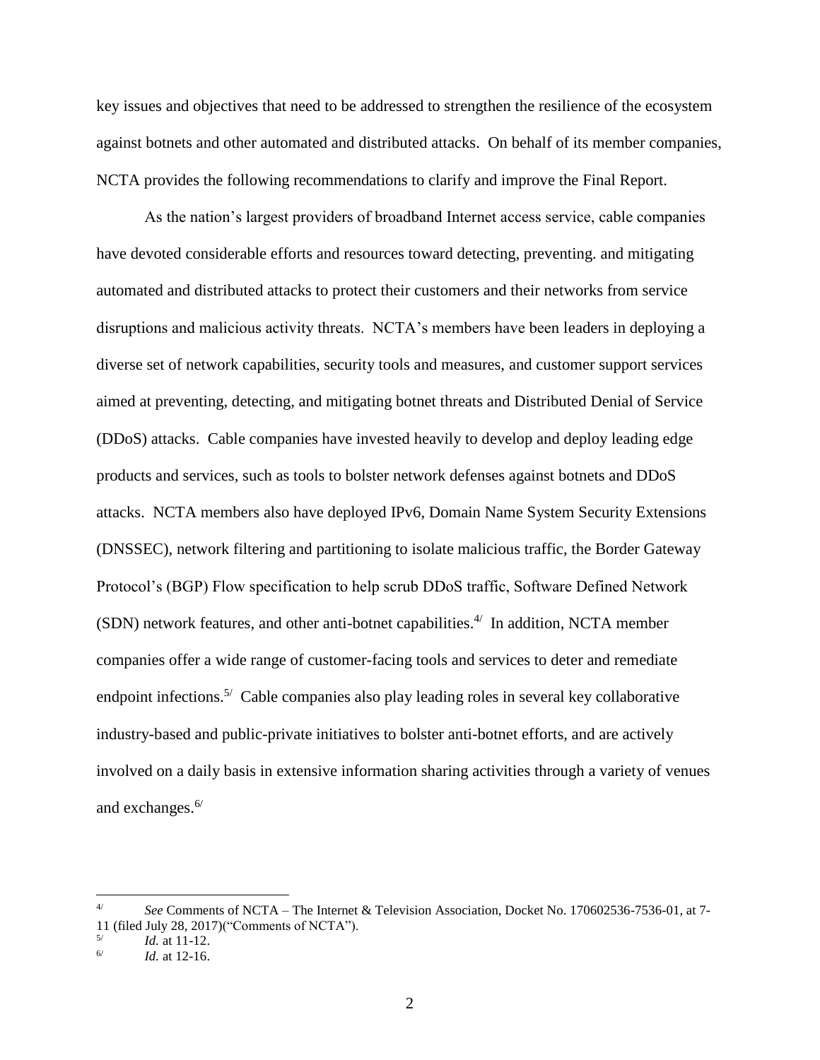key issues and objectives that need to be addressed to strengthen the resilience of the ecosystem against botnets and other automated and distributed attacks. On behalf of its member companies, NCTA provides the following recommendations to clarify and improve the Final Report.

As the nation's largest providers of broadband Internet access service, cable companies have devoted considerable efforts and resources toward detecting, preventing. and mitigating automated and distributed attacks to protect their customers and their networks from service disruptions and malicious activity threats. NCTA's members have been leaders in deploying a diverse set of network capabilities, security tools and measures, and customer support services aimed at preventing, detecting, and mitigating botnet threats and Distributed Denial of Service (DDoS) attacks. Cable companies have invested heavily to develop and deploy leading edge products and services, such as tools to bolster network defenses against botnets and DDoS attacks. NCTA members also have deployed IPv6, Domain Name System Security Extensions (DNSSEC), network filtering and partitioning to isolate malicious traffic, the Border Gateway Protocol's (BGP) Flow specification to help scrub DDoS traffic, Software Defined Network (SDN) network features, and other anti-botnet capabilities.[4/] In addition, NCTA member companies offer a wide range of customer-facing tools and services to deter and remediate endpoint infections.[5/] Cable companies also play leading roles in several key collaborative industry-based and public-private initiatives to bolster anti-botnet efforts, and are actively involved on a daily basis in extensive information sharing activities through a variety of venues and exchanges.[6/]

---

[4/] *See* Comments of NCTA – The Internet & Television Association, Docket No. 170602536-7536-01, at 7-11 (filed July 28, 2017)("Comments of NCTA").

[5/] *Id.* at 11-12.

[6/] *Id.* at 12-16.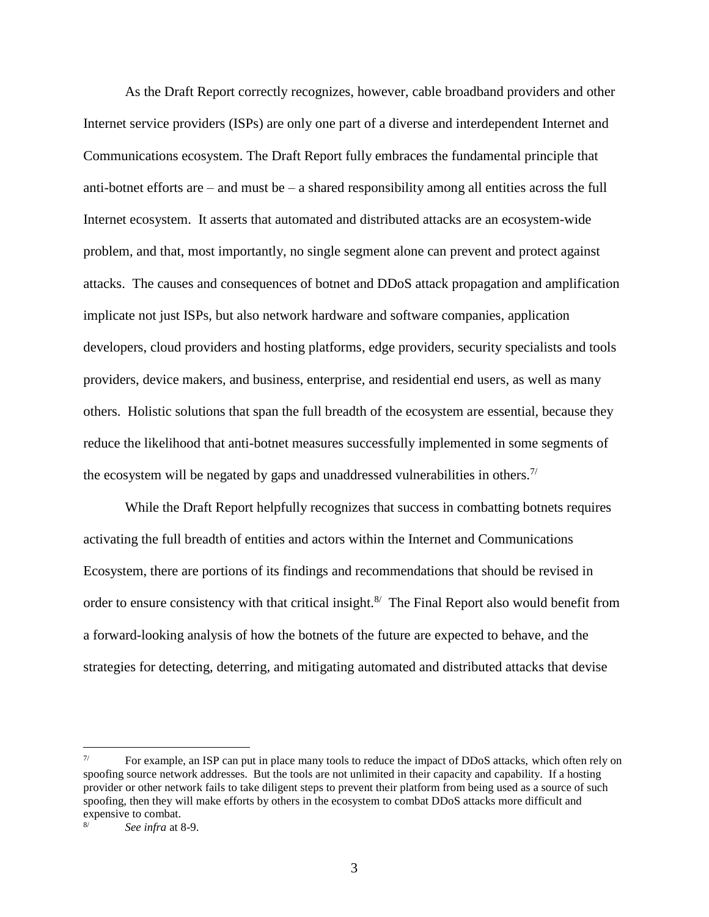As the Draft Report correctly recognizes, however, cable broadband providers and other Internet service providers (ISPs) are only one part of a diverse and interdependent Internet and Communications ecosystem. The Draft Report fully embraces the fundamental principle that anti-botnet efforts are – and must be – a shared responsibility among all entities across the full Internet ecosystem. It asserts that automated and distributed attacks are an ecosystem-wide problem, and that, most importantly, no single segment alone can prevent and protect against attacks. The causes and consequences of botnet and DDoS attack propagation and amplification implicate not just ISPs, but also network hardware and software companies, application developers, cloud providers and hosting platforms, edge providers, security specialists and tools providers, device makers, and business, enterprise, and residential end users, as well as many others. Holistic solutions that span the full breadth of the ecosystem are essential, because they reduce the likelihood that anti-botnet measures successfully implemented in some segments of the ecosystem will be negated by gaps and unaddressed vulnerabilities in others.[7/]

While the Draft Report helpfully recognizes that success in combatting botnets requires activating the full breadth of entities and actors within the Internet and Communications Ecosystem, there are portions of its findings and recommendations that should be revised in order to ensure consistency with that critical insight.[8/] The Final Report also would benefit from a forward-looking analysis of how the botnets of the future are expected to behave, and the strategies for detecting, deterring, and mitigating automated and distributed attacks that devise

---

[7/] For example, an ISP can put in place many tools to reduce the impact of DDoS attacks, which often rely on spoofing source network addresses. But the tools are not unlimited in their capacity and capability. If a hosting provider or other network fails to take diligent steps to prevent their platform from being used as a source of such spoofing, then they will make efforts by others in the ecosystem to combat DDoS attacks more difficult and expensive to combat.

[8/] *See infra* at 8-9.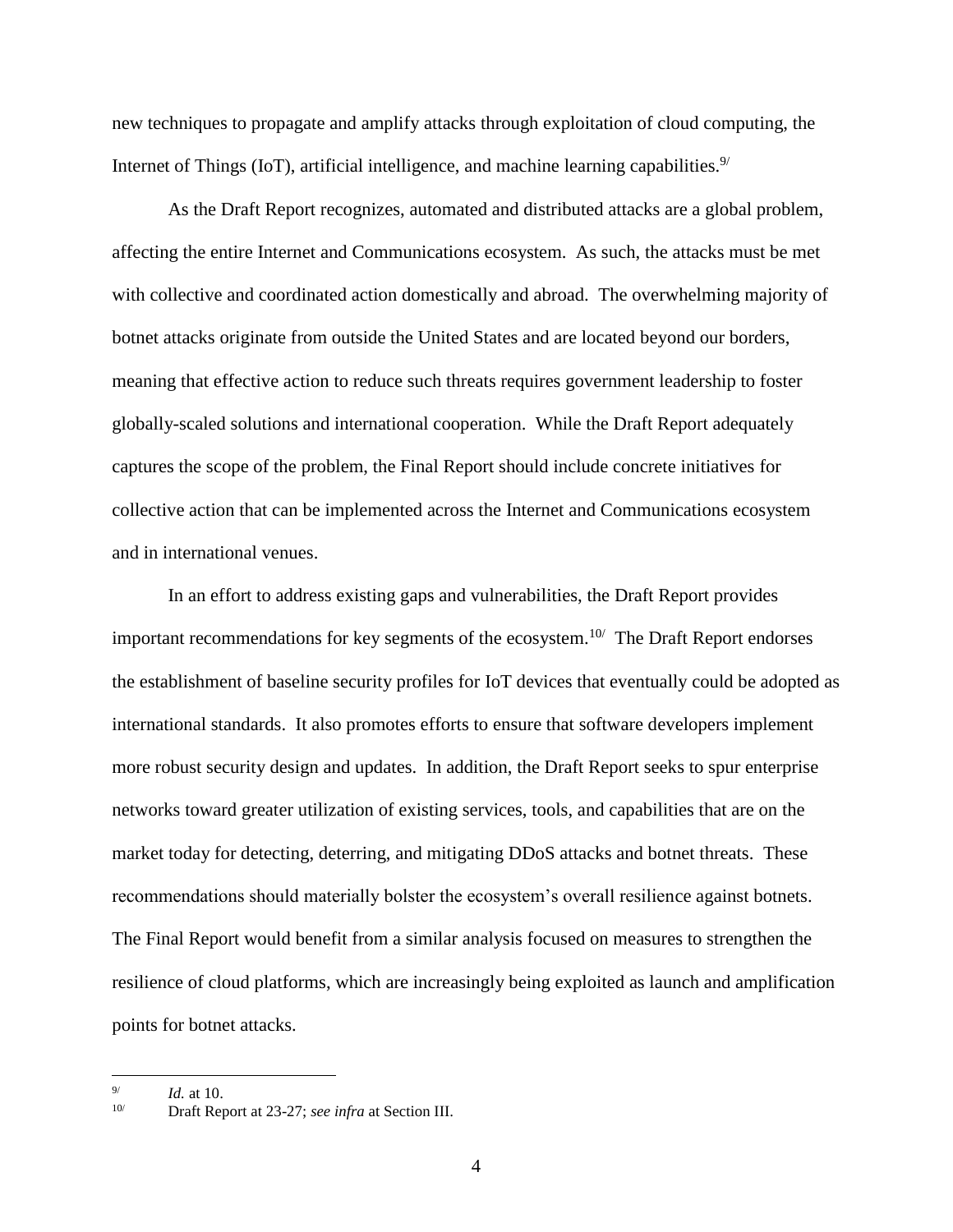new techniques to propagate and amplify attacks through exploitation of cloud computing, the Internet of Things (IoT), artificial intelligence, and machine learning capabilities.[9]

As the Draft Report recognizes, automated and distributed attacks are a global problem, affecting the entire Internet and Communications ecosystem. As such, the attacks must be met with collective and coordinated action domestically and abroad. The overwhelming majority of botnet attacks originate from outside the United States and are located beyond our borders, meaning that effective action to reduce such threats requires government leadership to foster globally-scaled solutions and international cooperation. While the Draft Report adequately captures the scope of the problem, the Final Report should include concrete initiatives for collective action that can be implemented across the Internet and Communications ecosystem and in international venues.

In an effort to address existing gaps and vulnerabilities, the Draft Report provides important recommendations for key segments of the ecosystem.[10] The Draft Report endorses the establishment of baseline security profiles for IoT devices that eventually could be adopted as international standards. It also promotes efforts to ensure that software developers implement more robust security design and updates. In addition, the Draft Report seeks to spur enterprise networks toward greater utilization of existing services, tools, and capabilities that are on the market today for detecting, deterring, and mitigating DDoS attacks and botnet threats. These recommendations should materially bolster the ecosystem's overall resilience against botnets. The Final Report would benefit from a similar analysis focused on measures to strengthen the resilience of cloud platforms, which are increasingly being exploited as launch and amplification points for botnet attacks.

---

[9] *Id.* at 10.

[10] Draft Report at 23-27; *see infra* at Section III.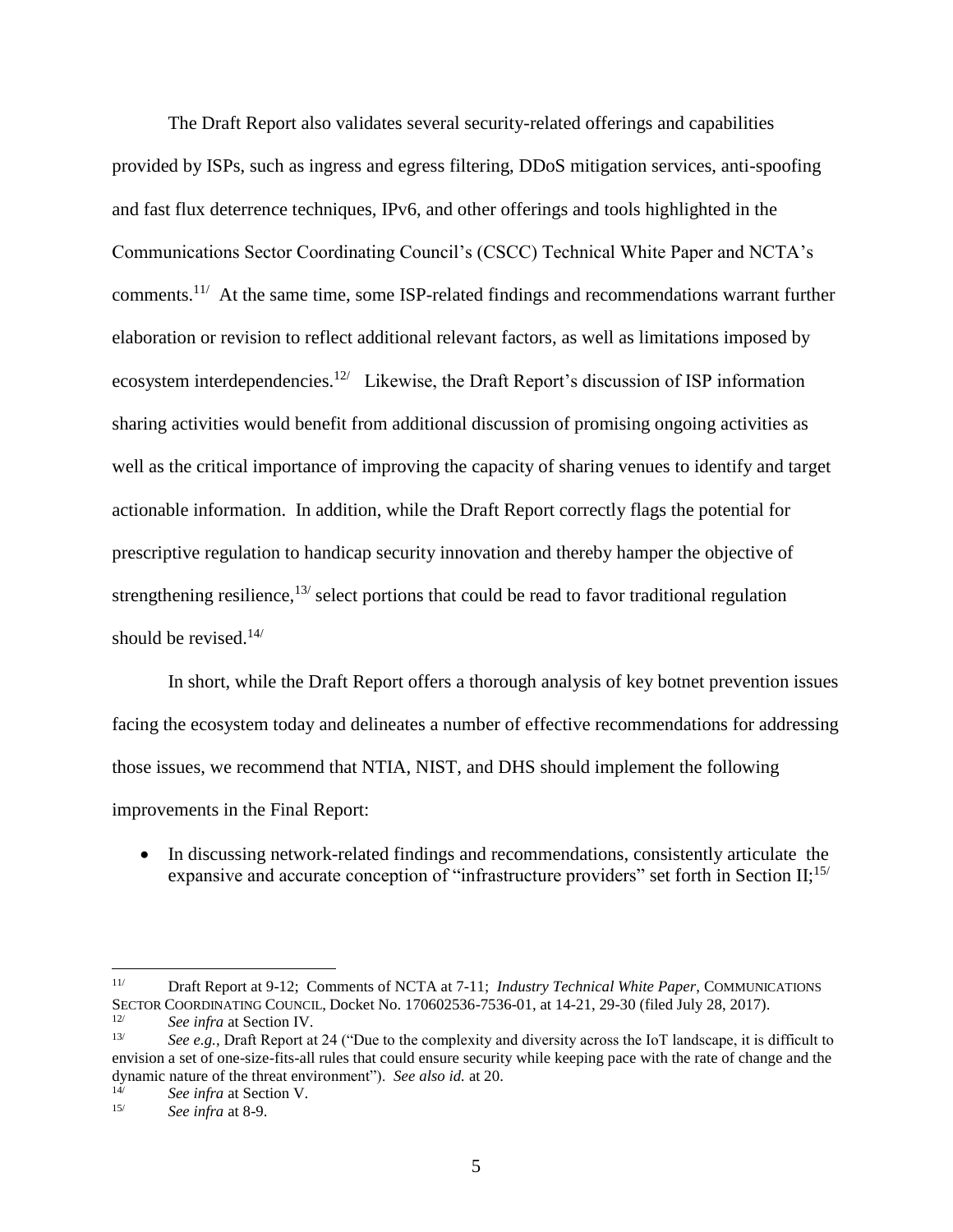The Draft Report also validates several security-related offerings and capabilities provided by ISPs, such as ingress and egress filtering, DDoS mitigation services, anti-spoofing and fast flux deterrence techniques, IPv6, and other offerings and tools highlighted in the Communications Sector Coordinating Council's (CSCC) Technical White Paper and NCTA's comments.[11/] At the same time, some ISP-related findings and recommendations warrant further elaboration or revision to reflect additional relevant factors, as well as limitations imposed by ecosystem interdependencies.[12/] Likewise, the Draft Report's discussion of ISP information sharing activities would benefit from additional discussion of promising ongoing activities as well as the critical importance of improving the capacity of sharing venues to identify and target actionable information. In addition, while the Draft Report correctly flags the potential for prescriptive regulation to handicap security innovation and thereby hamper the objective of strengthening resilience,[13/] select portions that could be read to favor traditional regulation should be revised.[14/]

In short, while the Draft Report offers a thorough analysis of key botnet prevention issues facing the ecosystem today and delineates a number of effective recommendations for addressing those issues, we recommend that NTIA, NIST, and DHS should implement the following improvements in the Final Report:

- In discussing network-related findings and recommendations, consistently articulate the expansive and accurate conception of "infrastructure providers" set forth in Section II;[15/]

---

[11/] Draft Report at 9-12; Comments of NCTA at 7-11; *Industry Technical White Paper*, COMMUNICATIONS SECTOR COORDINATING COUNCIL, Docket No. 170602536-7536-01, at 14-21, 29-30 (filed July 28, 2017).

[12/] *See infra* at Section IV.

[13/] *See e.g.*, Draft Report at 24 ("Due to the complexity and diversity across the IoT landscape, it is difficult to envision a set of one-size-fits-all rules that could ensure security while keeping pace with the rate of change and the dynamic nature of the threat environment"). *See also id.* at 20.

[14/] *See infra* at Section V.

[15/] *See infra* at 8-9.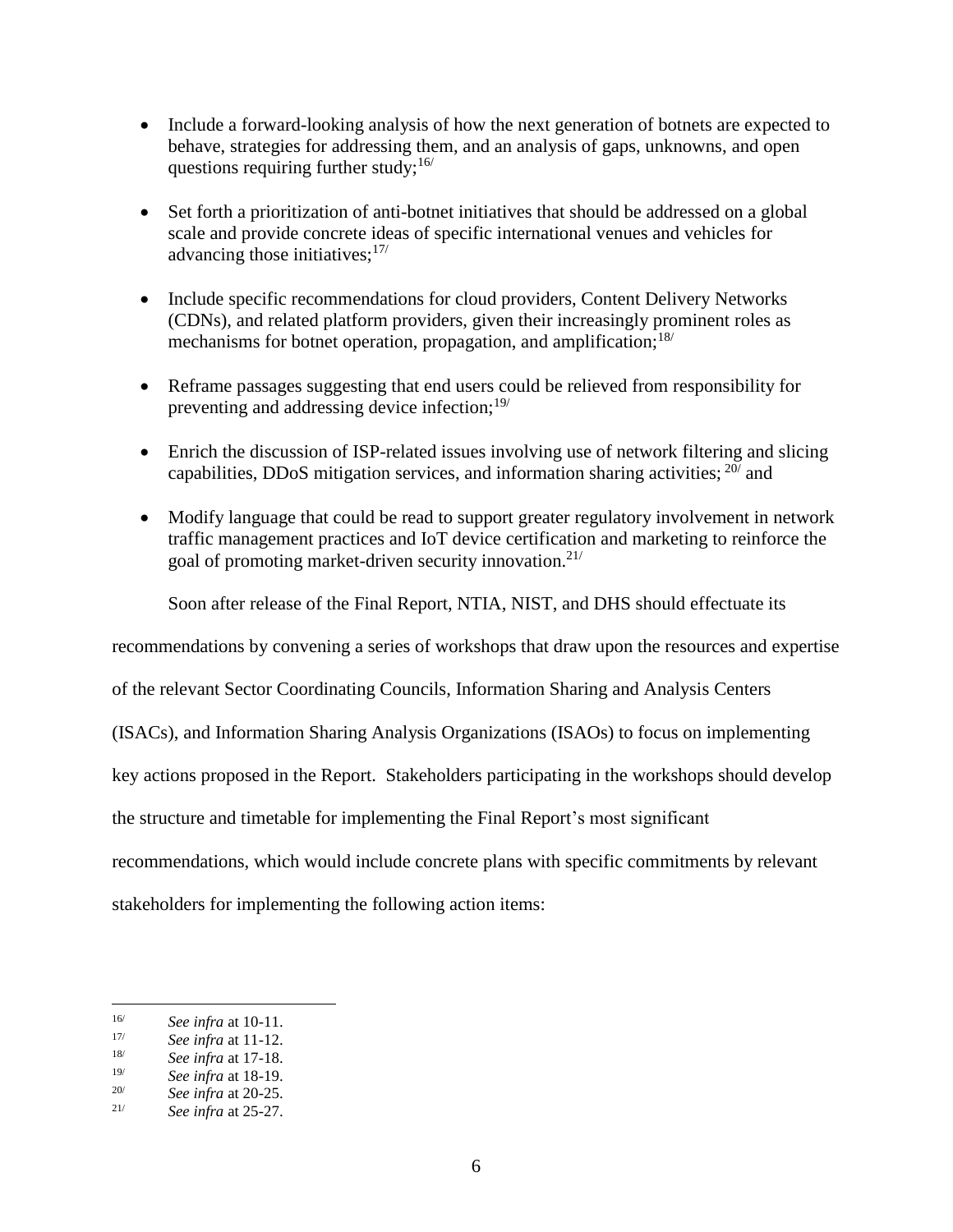- Include a forward-looking analysis of how the next generation of botnets are expected to behave, strategies for addressing them, and an analysis of gaps, unknowns, and open questions requiring further study;[16/]

- Set forth a prioritization of anti-botnet initiatives that should be addressed on a global scale and provide concrete ideas of specific international venues and vehicles for advancing those initiatives;[17/]

- Include specific recommendations for cloud providers, Content Delivery Networks (CDNs), and related platform providers, given their increasingly prominent roles as mechanisms for botnet operation, propagation, and amplification;[18/]

- Reframe passages suggesting that end users could be relieved from responsibility for preventing and addressing device infection;[19/]

- Enrich the discussion of ISP-related issues involving use of network filtering and slicing capabilities, DDoS mitigation services, and information sharing activities;[20/] and

- Modify language that could be read to support greater regulatory involvement in network traffic management practices and IoT device certification and marketing to reinforce the goal of promoting market-driven security innovation.[21/]

Soon after release of the Final Report, NTIA, NIST, and DHS should effectuate its recommendations by convening a series of workshops that draw upon the resources and expertise of the relevant Sector Coordinating Councils, Information Sharing and Analysis Centers (ISACs), and Information Sharing Analysis Organizations (ISAOs) to focus on implementing key actions proposed in the Report. Stakeholders participating in the workshops should develop the structure and timetable for implementing the Final Report's most significant recommendations, which would include concrete plans with specific commitments by relevant stakeholders for implementing the following action items:

---

16/ *See infra* at 10-11.

17/ *See infra* at 11-12.

18/ *See infra* at 17-18.

19/ *See infra* at 18-19.

20/ *See infra* at 20-25.

21/ *See infra* at 25-27.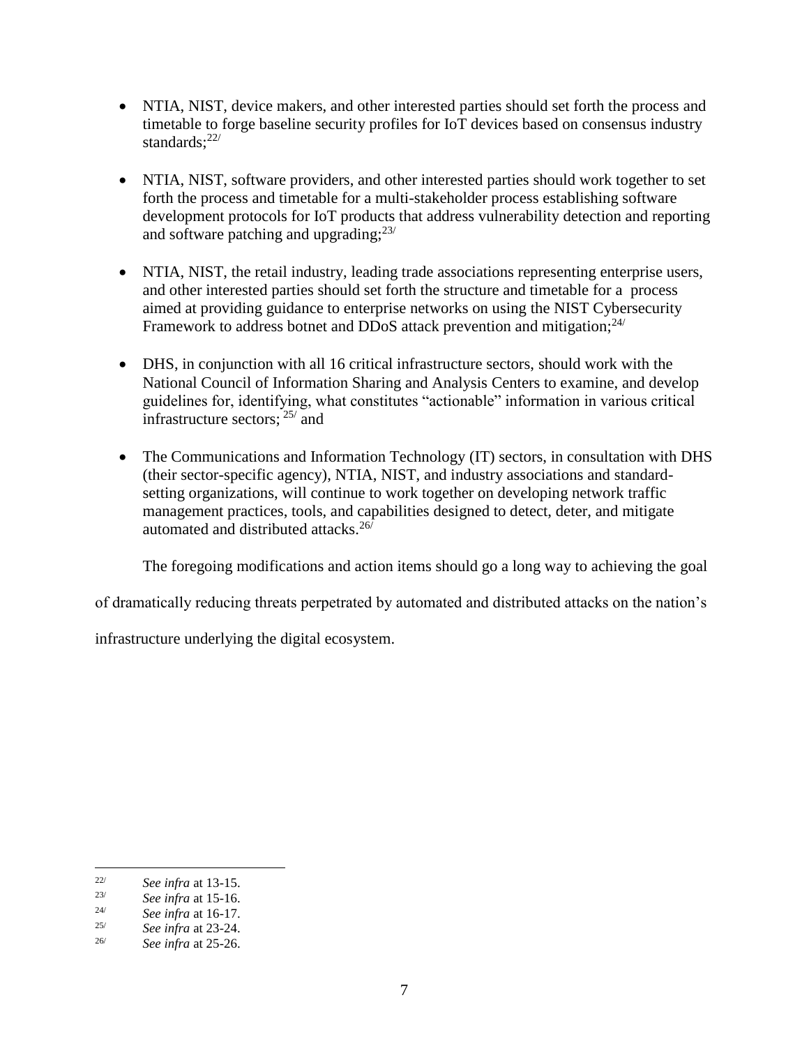- NTIA, NIST, device makers, and other interested parties should set forth the process and timetable to forge baseline security profiles for IoT devices based on consensus industry standards;[22/]

- NTIA, NIST, software providers, and other interested parties should work together to set forth the process and timetable for a multi-stakeholder process establishing software development protocols for IoT products that address vulnerability detection and reporting and software patching and upgrading;[23/]

- NTIA, NIST, the retail industry, leading trade associations representing enterprise users, and other interested parties should set forth the structure and timetable for a process aimed at providing guidance to enterprise networks on using the NIST Cybersecurity Framework to address botnet and DDoS attack prevention and mitigation;[24/]

- DHS, in conjunction with all 16 critical infrastructure sectors, should work with the National Council of Information Sharing and Analysis Centers to examine, and develop guidelines for, identifying, what constitutes "actionable" information in various critical infrastructure sectors; [25/] and

- The Communications and Information Technology (IT) sectors, in consultation with DHS (their sector-specific agency), NTIA, NIST, and industry associations and standard-setting organizations, will continue to work together on developing network traffic management practices, tools, and capabilities designed to detect, deter, and mitigate automated and distributed attacks.[26/]

The foregoing modifications and action items should go a long way to achieving the goal of dramatically reducing threats perpetrated by automated and distributed attacks on the nation's infrastructure underlying the digital ecosystem.

---

22/ *See infra* at 13-15.

23/ *See infra* at 15-16.

24/ *See infra* at 16-17.

25/ *See infra* at 23-24.

26/ *See infra* at 25-26.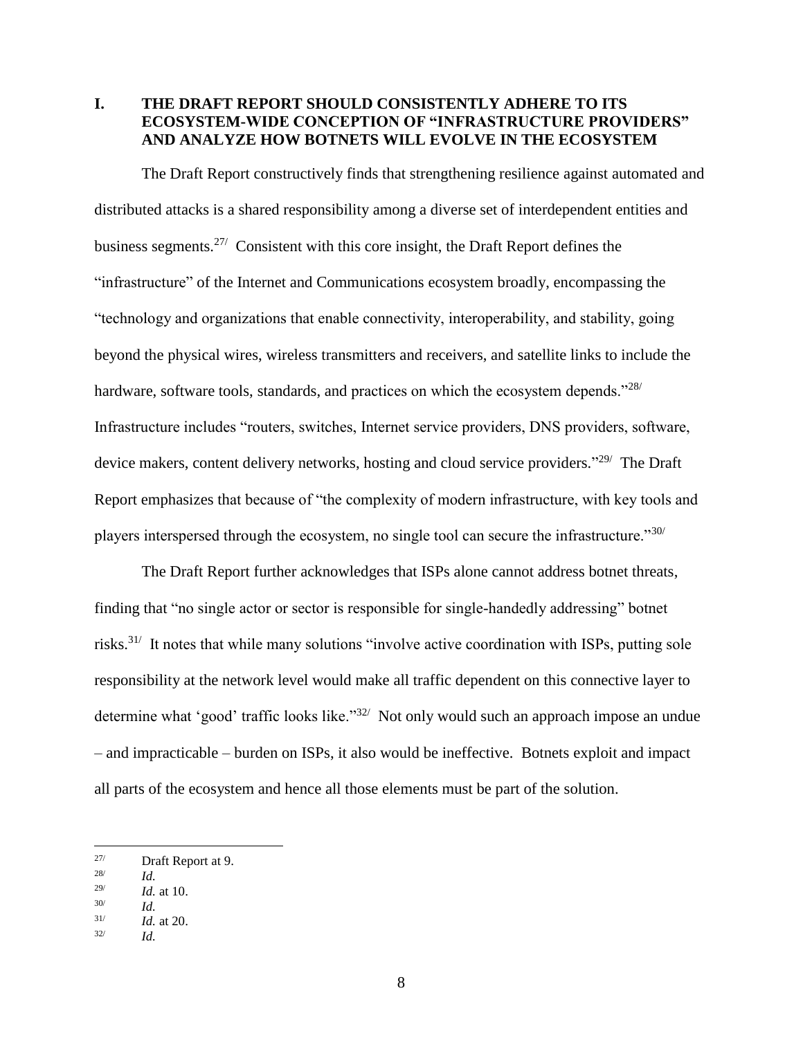## I. THE DRAFT REPORT SHOULD CONSISTENTLY ADHERE TO ITS ECOSYSTEM-WIDE CONCEPTION OF "INFRASTRUCTURE PROVIDERS" AND ANALYZE HOW BOTNETS WILL EVOLVE IN THE ECOSYSTEM

The Draft Report constructively finds that strengthening resilience against automated and distributed attacks is a shared responsibility among a diverse set of interdependent entities and business segments.[27/] Consistent with this core insight, the Draft Report defines the "infrastructure" of the Internet and Communications ecosystem broadly, encompassing the "technology and organizations that enable connectivity, interoperability, and stability, going beyond the physical wires, wireless transmitters and receivers, and satellite links to include the hardware, software tools, standards, and practices on which the ecosystem depends."[28/] Infrastructure includes "routers, switches, Internet service providers, DNS providers, software, device makers, content delivery networks, hosting and cloud service providers."[29/] The Draft Report emphasizes that because of "the complexity of modern infrastructure, with key tools and players interspersed through the ecosystem, no single tool can secure the infrastructure."[30/]

The Draft Report further acknowledges that ISPs alone cannot address botnet threats, finding that "no single actor or sector is responsible for single-handedly addressing" botnet risks.[31/] It notes that while many solutions "involve active coordination with ISPs, putting sole responsibility at the network level would make all traffic dependent on this connective layer to determine what 'good' traffic looks like."[32/] Not only would such an approach impose an undue – and impracticable – burden on ISPs, it also would be ineffective. Botnets exploit and impact all parts of the ecosystem and hence all those elements must be part of the solution.

---

27/ Draft Report at 9.

28/ *Id.*

29/ *Id.* at 10.

30/ *Id.*

31/ *Id.* at 20.

32/ *Id.*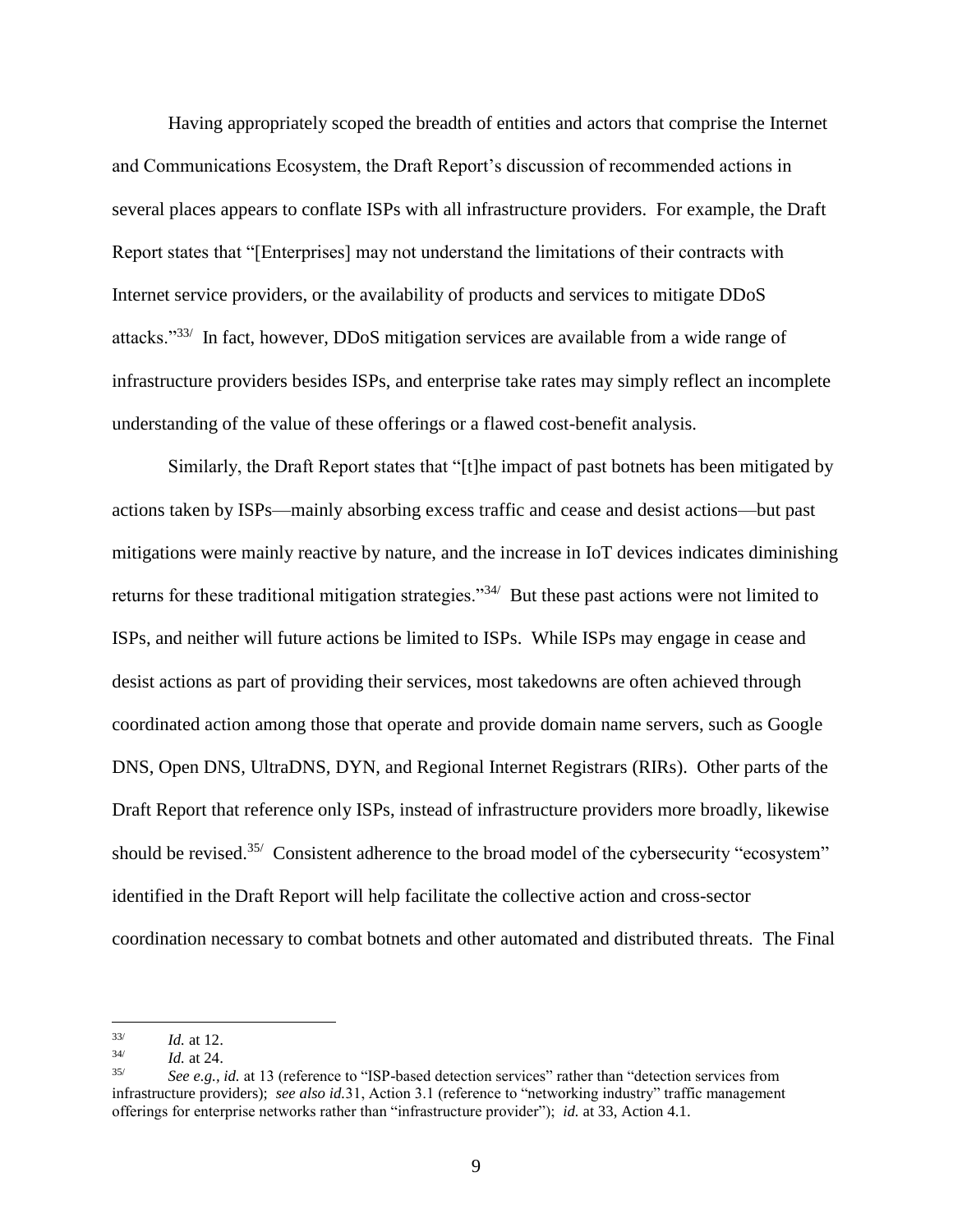Having appropriately scoped the breadth of entities and actors that comprise the Internet and Communications Ecosystem, the Draft Report's discussion of recommended actions in several places appears to conflate ISPs with all infrastructure providers. For example, the Draft Report states that "[Enterprises] may not understand the limitations of their contracts with Internet service providers, or the availability of products and services to mitigate DDoS attacks."[33/] In fact, however, DDoS mitigation services are available from a wide range of infrastructure providers besides ISPs, and enterprise take rates may simply reflect an incomplete understanding of the value of these offerings or a flawed cost-benefit analysis.

Similarly, the Draft Report states that "[t]he impact of past botnets has been mitigated by actions taken by ISPs—mainly absorbing excess traffic and cease and desist actions—but past mitigations were mainly reactive by nature, and the increase in IoT devices indicates diminishing returns for these traditional mitigation strategies."[34/] But these past actions were not limited to ISPs, and neither will future actions be limited to ISPs. While ISPs may engage in cease and desist actions as part of providing their services, most takedowns are often achieved through coordinated action among those that operate and provide domain name servers, such as Google DNS, Open DNS, UltraDNS, DYN, and Regional Internet Registrars (RIRs). Other parts of the Draft Report that reference only ISPs, instead of infrastructure providers more broadly, likewise should be revised.[35/] Consistent adherence to the broad model of the cybersecurity "ecosystem" identified in the Draft Report will help facilitate the collective action and cross-sector coordination necessary to combat botnets and other automated and distributed threats. The Final

---

[33/] *Id.* at 12.

[34/] *Id.* at 24.

[35/] *See e.g., id.* at 13 (reference to "ISP-based detection services" rather than "detection services from infrastructure providers); *see also id.*31, Action 3.1 (reference to "networking industry" traffic management offerings for enterprise networks rather than "infrastructure provider"); *id.* at 33, Action 4.1.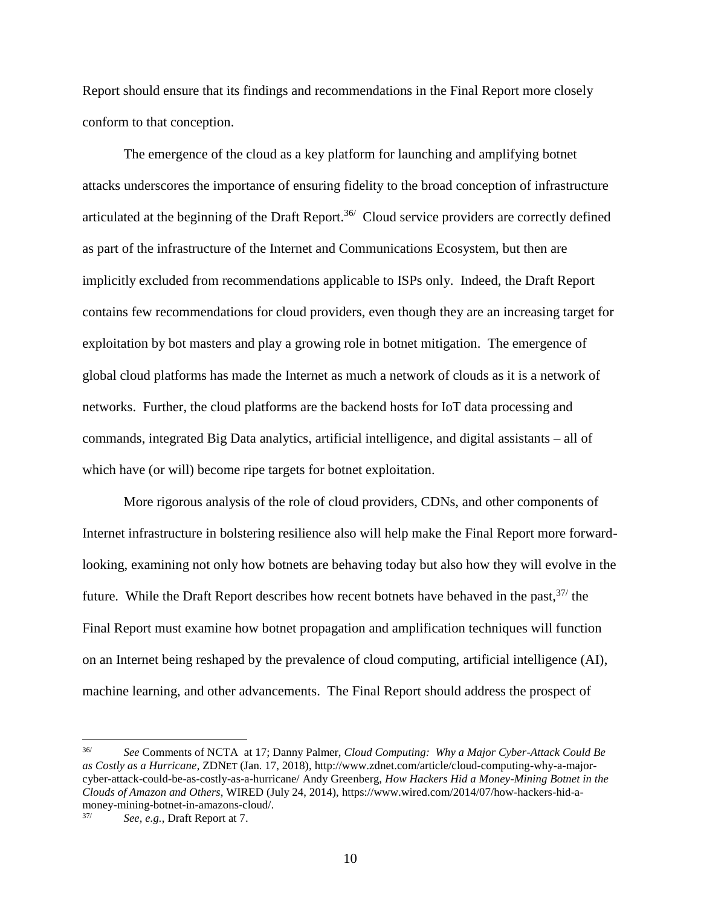Report should ensure that its findings and recommendations in the Final Report more closely conform to that conception.

The emergence of the cloud as a key platform for launching and amplifying botnet attacks underscores the importance of ensuring fidelity to the broad conception of infrastructure articulated at the beginning of the Draft Report.[36/] Cloud service providers are correctly defined as part of the infrastructure of the Internet and Communications Ecosystem, but then are implicitly excluded from recommendations applicable to ISPs only. Indeed, the Draft Report contains few recommendations for cloud providers, even though they are an increasing target for exploitation by bot masters and play a growing role in botnet mitigation. The emergence of global cloud platforms has made the Internet as much a network of clouds as it is a network of networks. Further, the cloud platforms are the backend hosts for IoT data processing and commands, integrated Big Data analytics, artificial intelligence, and digital assistants – all of which have (or will) become ripe targets for botnet exploitation.

More rigorous analysis of the role of cloud providers, CDNs, and other components of Internet infrastructure in bolstering resilience also will help make the Final Report more forward-looking, examining not only how botnets are behaving today but also how they will evolve in the future. While the Draft Report describes how recent botnets have behaved in the past,[37/] the Final Report must examine how botnet propagation and amplification techniques will function on an Internet being reshaped by the prevalence of cloud computing, artificial intelligence (AI), machine learning, and other advancements. The Final Report should address the prospect of

---

[36/] *See* Comments of NCTA at 17; Danny Palmer, *Cloud Computing: Why a Major Cyber-Attack Could Be as Costly as a Hurricane*, ZDNET (Jan. 17, 2018), http://www.zdnet.com/article/cloud-computing-why-a-major-cyber-attack-could-be-as-costly-as-a-hurricane/ Andy Greenberg, *How Hackers Hid a Money-Mining Botnet in the Clouds of Amazon and Others*, WIRED (July 24, 2014), https://www.wired.com/2014/07/how-hackers-hid-a-money-mining-botnet-in-amazons-cloud/.

[37/] *See, e.g.,* Draft Report at 7.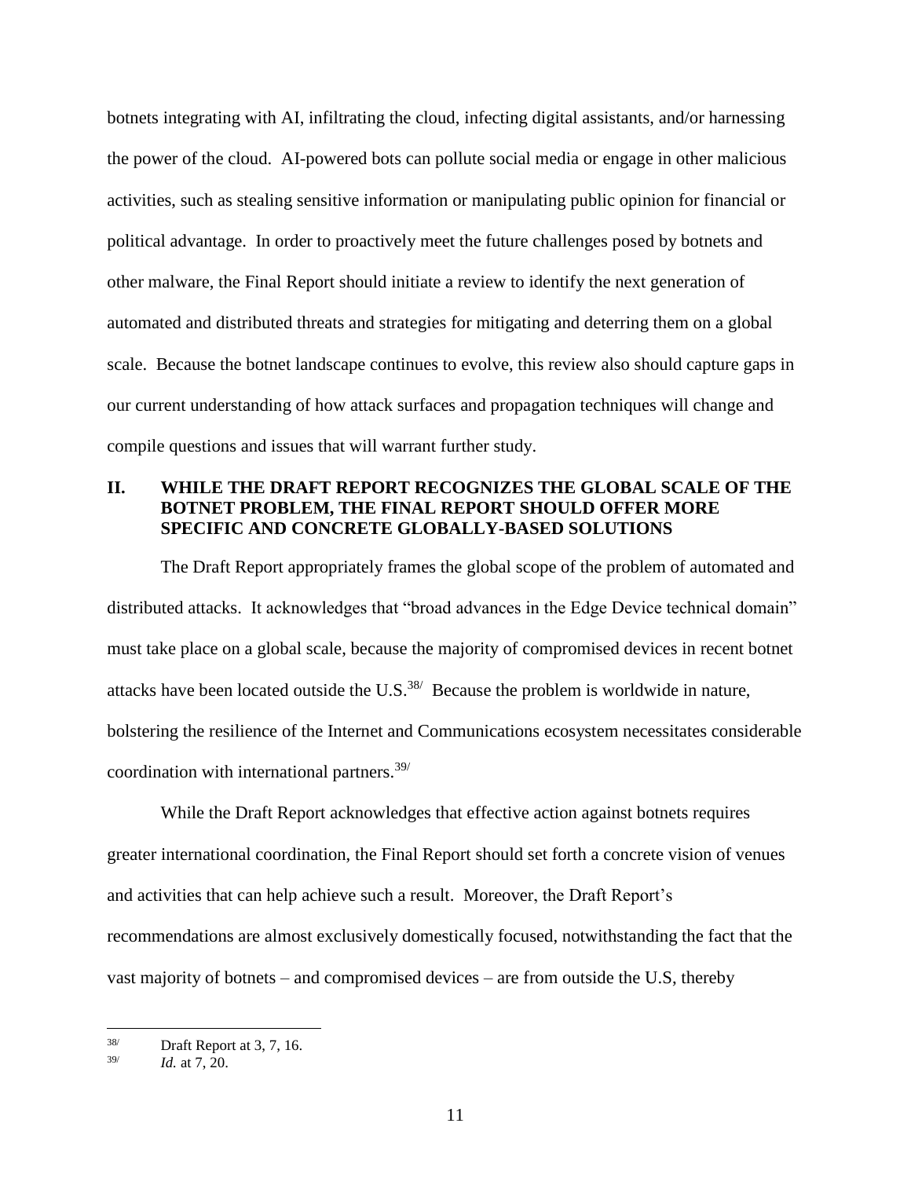botnets integrating with AI, infiltrating the cloud, infecting digital assistants, and/or harnessing the power of the cloud. AI-powered bots can pollute social media or engage in other malicious activities, such as stealing sensitive information or manipulating public opinion for financial or political advantage. In order to proactively meet the future challenges posed by botnets and other malware, the Final Report should initiate a review to identify the next generation of automated and distributed threats and strategies for mitigating and deterring them on a global scale. Because the botnet landscape continues to evolve, this review also should capture gaps in our current understanding of how attack surfaces and propagation techniques will change and compile questions and issues that will warrant further study.

## II. WHILE THE DRAFT REPORT RECOGNIZES THE GLOBAL SCALE OF THE BOTNET PROBLEM, THE FINAL REPORT SHOULD OFFER MORE SPECIFIC AND CONCRETE GLOBALLY-BASED SOLUTIONS

The Draft Report appropriately frames the global scope of the problem of automated and distributed attacks. It acknowledges that "broad advances in the Edge Device technical domain" must take place on a global scale, because the majority of compromised devices in recent botnet attacks have been located outside the U.S.[38/] Because the problem is worldwide in nature, bolstering the resilience of the Internet and Communications ecosystem necessitates considerable coordination with international partners.[39/]

While the Draft Report acknowledges that effective action against botnets requires greater international coordination, the Final Report should set forth a concrete vision of venues and activities that can help achieve such a result. Moreover, the Draft Report's recommendations are almost exclusively domestically focused, notwithstanding the fact that the vast majority of botnets – and compromised devices – are from outside the U.S, thereby

---

38/ Draft Report at 3, 7, 16.

39/ *Id.* at 7, 20.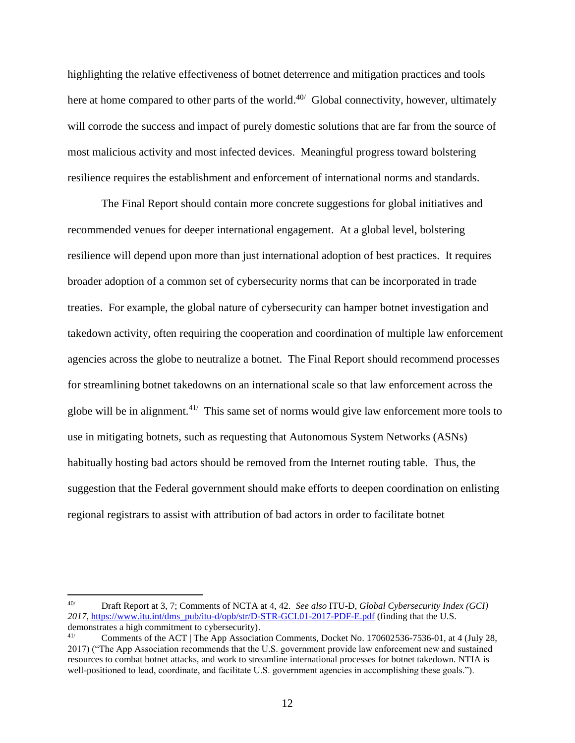highlighting the relative effectiveness of botnet deterrence and mitigation practices and tools here at home compared to other parts of the world.[40/] Global connectivity, however, ultimately will corrode the success and impact of purely domestic solutions that are far from the source of most malicious activity and most infected devices. Meaningful progress toward bolstering resilience requires the establishment and enforcement of international norms and standards.

The Final Report should contain more concrete suggestions for global initiatives and recommended venues for deeper international engagement. At a global level, bolstering resilience will depend upon more than just international adoption of best practices. It requires broader adoption of a common set of cybersecurity norms that can be incorporated in trade treaties. For example, the global nature of cybersecurity can hamper botnet investigation and takedown activity, often requiring the cooperation and coordination of multiple law enforcement agencies across the globe to neutralize a botnet. The Final Report should recommend processes for streamlining botnet takedowns on an international scale so that law enforcement across the globe will be in alignment.[41/] This same set of norms would give law enforcement more tools to use in mitigating botnets, such as requesting that Autonomous System Networks (ASNs) habitually hosting bad actors should be removed from the Internet routing table. Thus, the suggestion that the Federal government should make efforts to deepen coordination on enlisting regional registrars to assist with attribution of bad actors in order to facilitate botnet

---

[40/] Draft Report at 3, 7; Comments of NCTA at 4, 42. *See also* ITU-D, *Global Cybersecurity Index (GCI) 2017*, https://www.itu.int/dms_pub/itu-d/opb/str/D-STR-GCI.01-2017-PDF-E.pdf (finding that the U.S. demonstrates a high commitment to cybersecurity).

[41/] Comments of the ACT | The App Association Comments, Docket No. 170602536-7536-01, at 4 (July 28, 2017) ("The App Association recommends that the U.S. government provide law enforcement new and sustained resources to combat botnet attacks, and work to streamline international processes for botnet takedown. NTIA is well-positioned to lead, coordinate, and facilitate U.S. government agencies in accomplishing these goals.").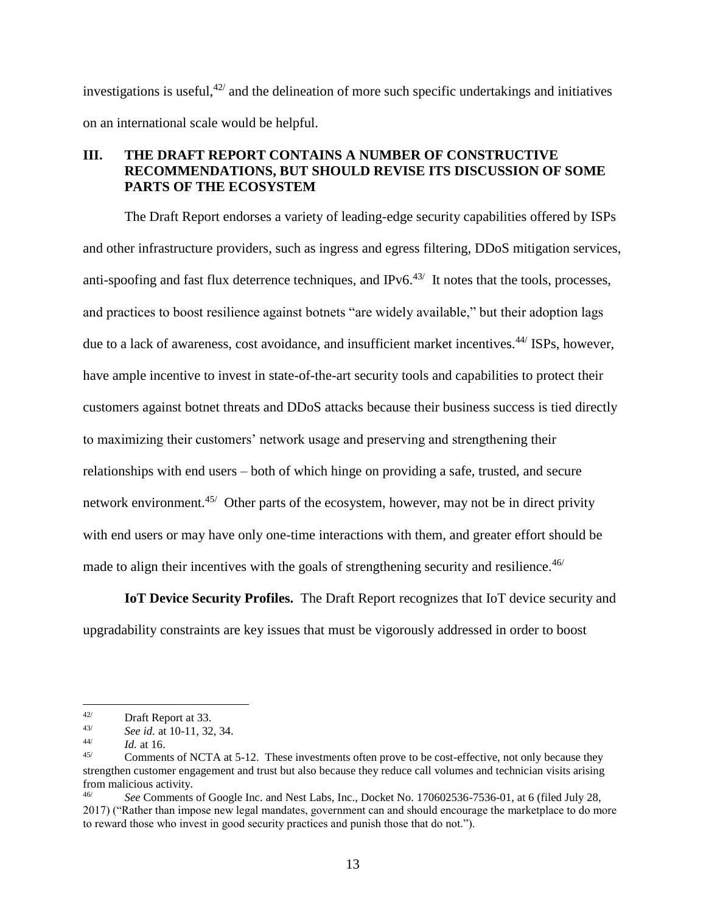investigations is useful,[42/] and the delineation of more such specific undertakings and initiatives on an international scale would be helpful.

## III. THE DRAFT REPORT CONTAINS A NUMBER OF CONSTRUCTIVE RECOMMENDATIONS, BUT SHOULD REVISE ITS DISCUSSION OF SOME PARTS OF THE ECOSYSTEM

The Draft Report endorses a variety of leading-edge security capabilities offered by ISPs and other infrastructure providers, such as ingress and egress filtering, DDoS mitigation services, anti-spoofing and fast flux deterrence techniques, and IPv6.[43/] It notes that the tools, processes, and practices to boost resilience against botnets "are widely available," but their adoption lags due to a lack of awareness, cost avoidance, and insufficient market incentives.[44/] ISPs, however, have ample incentive to invest in state-of-the-art security tools and capabilities to protect their customers against botnet threats and DDoS attacks because their business success is tied directly to maximizing their customers' network usage and preserving and strengthening their relationships with end users – both of which hinge on providing a safe, trusted, and secure network environment.[45/] Other parts of the ecosystem, however, may not be in direct privity with end users or may have only one-time interactions with them, and greater effort should be made to align their incentives with the goals of strengthening security and resilience.[46/]

**IoT Device Security Profiles.** The Draft Report recognizes that IoT device security and upgradability constraints are key issues that must be vigorously addressed in order to boost

---

[42/] Draft Report at 33.

[43/] *See id.* at 10-11, 32, 34.

[44/] *Id.* at 16.

[45/] Comments of NCTA at 5-12. These investments often prove to be cost-effective, not only because they strengthen customer engagement and trust but also because they reduce call volumes and technician visits arising from malicious activity.

[46/] *See* Comments of Google Inc. and Nest Labs, Inc., Docket No. 170602536-7536-01, at 6 (filed July 28, 2017) ("Rather than impose new legal mandates, government can and should encourage the marketplace to do more to reward those who invest in good security practices and punish those that do not.").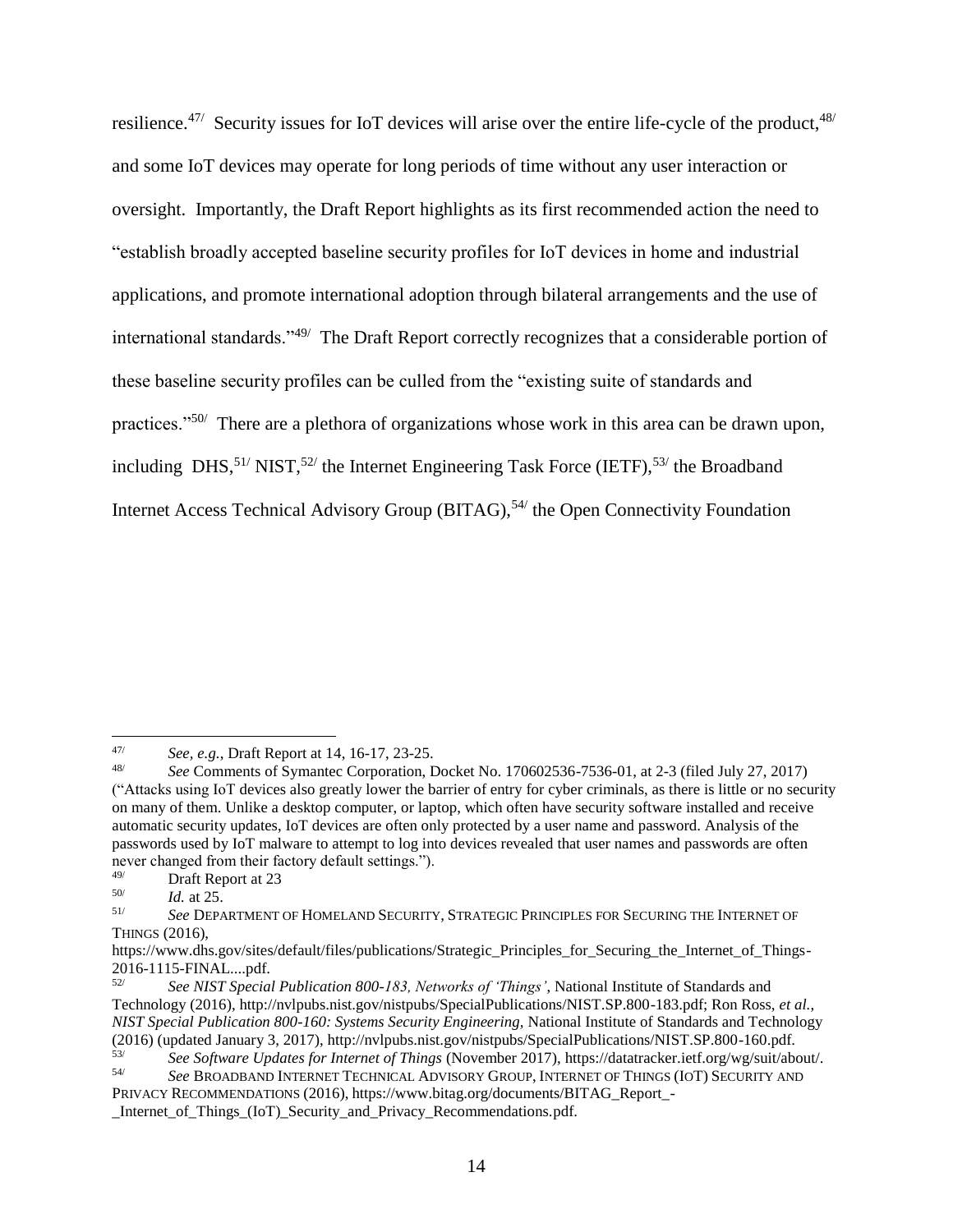resilience.[47/] Security issues for IoT devices will arise over the entire life-cycle of the product,[48/] and some IoT devices may operate for long periods of time without any user interaction or oversight. Importantly, the Draft Report highlights as its first recommended action the need to "establish broadly accepted baseline security profiles for IoT devices in home and industrial applications, and promote international adoption through bilateral arrangements and the use of international standards."[49/] The Draft Report correctly recognizes that a considerable portion of these baseline security profiles can be culled from the "existing suite of standards and practices."[50/] There are a plethora of organizations whose work in this area can be drawn upon, including DHS,[51/] NIST,[52/] the Internet Engineering Task Force (IETF),[53/] the Broadband Internet Access Technical Advisory Group (BITAG),[54/] the Open Connectivity Foundation

---

[47/] *See, e.g.*, Draft Report at 14, 16-17, 23-25.

[48/] *See* Comments of Symantec Corporation, Docket No. 170602536-7536-01, at 2-3 (filed July 27, 2017) ("Attacks using IoT devices also greatly lower the barrier of entry for cyber criminals, as there is little or no security on many of them. Unlike a desktop computer, or laptop, which often have security software installed and receive automatic security updates, IoT devices are often only protected by a user name and password. Analysis of the passwords used by IoT malware to attempt to log into devices revealed that user names and passwords are often never changed from their factory default settings.").

[49/] Draft Report at 23

[50/] *Id.* at 25.

[51/] *See* DEPARTMENT OF HOMELAND SECURITY, STRATEGIC PRINCIPLES FOR SECURING THE INTERNET OF THINGS (2016), https://www.dhs.gov/sites/default/files/publications/Strategic_Principles_for_Securing_the_Internet_of_Things-2016-1115-FINAL....pdf.

[52/] *See NIST Special Publication 800-183, Networks of 'Things'*, National Institute of Standards and Technology (2016), http://nvlpubs.nist.gov/nistpubs/SpecialPublications/NIST.SP.800-183.pdf; Ron Ross, *et al.*, *NIST Special Publication 800-160: Systems Security Engineering*, National Institute of Standards and Technology (2016) (updated January 3, 2017), http://nvlpubs.nist.gov/nistpubs/SpecialPublications/NIST.SP.800-160.pdf.

[53/] *See Software Updates for Internet of Things* (November 2017), https://datatracker.ietf.org/wg/suit/about/.

[54/] *See* BROADBAND INTERNET TECHNICAL ADVISORY GROUP, INTERNET OF THINGS (IOT) SECURITY AND PRIVACY RECOMMENDATIONS (2016), https://www.bitag.org/documents/BITAG_Report_-_Internet_of_Things_(IoT)_Security_and_Privacy_Recommendations.pdf.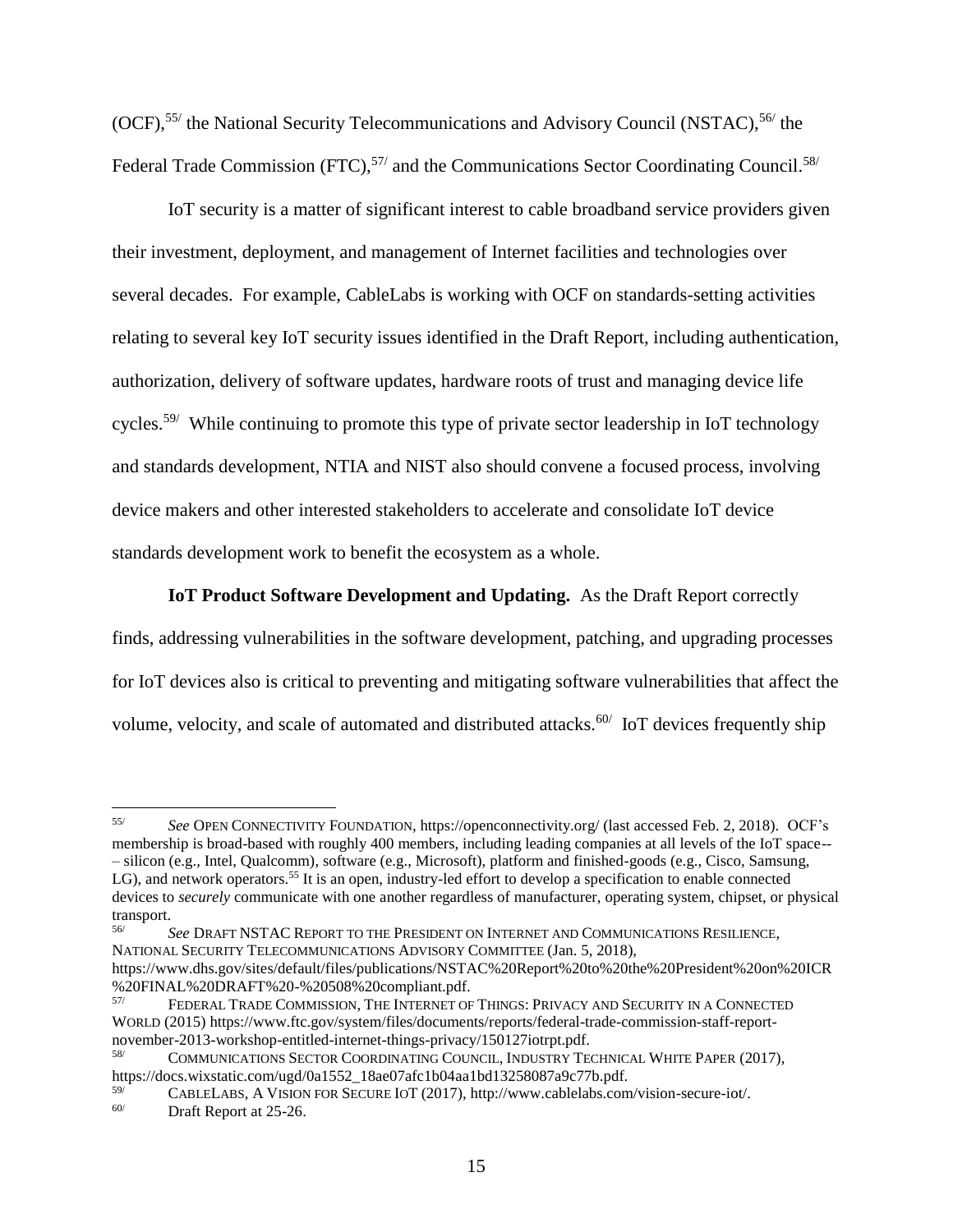(OCF),[55/] the National Security Telecommunications and Advisory Council (NSTAC),[56/] the Federal Trade Commission (FTC),[57/] and the Communications Sector Coordinating Council.[58/]

IoT security is a matter of significant interest to cable broadband service providers given their investment, deployment, and management of Internet facilities and technologies over several decades. For example, CableLabs is working with OCF on standards-setting activities relating to several key IoT security issues identified in the Draft Report, including authentication, authorization, delivery of software updates, hardware roots of trust and managing device life cycles.[59/] While continuing to promote this type of private sector leadership in IoT technology and standards development, NTIA and NIST also should convene a focused process, involving device makers and other interested stakeholders to accelerate and consolidate IoT device standards development work to benefit the ecosystem as a whole.

**IoT Product Software Development and Updating.** As the Draft Report correctly finds, addressing vulnerabilities in the software development, patching, and upgrading processes for IoT devices also is critical to preventing and mitigating software vulnerabilities that affect the volume, velocity, and scale of automated and distributed attacks.[60/] IoT devices frequently ship

---

[55/] *See* OPEN CONNECTIVITY FOUNDATION, https://openconnectivity.org/ (last accessed Feb. 2, 2018). OCF's membership is broad-based with roughly 400 members, including leading companies at all levels of the IoT space--– silicon (e.g., Intel, Qualcomm), software (e.g., Microsoft), platform and finished-goods (e.g., Cisco, Samsung, LG), and network operators.[55] It is an open, industry-led effort to develop a specification to enable connected devices to *securely* communicate with one another regardless of manufacturer, operating system, chipset, or physical transport.

[56/] *See* DRAFT NSTAC REPORT TO THE PRESIDENT ON INTERNET AND COMMUNICATIONS RESILIENCE, NATIONAL SECURITY TELECOMMUNICATIONS ADVISORY COMMITTEE (Jan. 5, 2018), https://www.dhs.gov/sites/default/files/publications/NSTAC%20Report%20to%20the%20President%20on%20ICR%20FINAL%20DRAFT%20-%20508%20compliant.pdf.

[57/] FEDERAL TRADE COMMISSION, THE INTERNET OF THINGS: PRIVACY AND SECURITY IN A CONNECTED WORLD (2015) https://www.ftc.gov/system/files/documents/reports/federal-trade-commission-staff-report-november-2013-workshop-entitled-internet-things-privacy/150127iotrpt.pdf.

[58/] COMMUNICATIONS SECTOR COORDINATING COUNCIL, INDUSTRY TECHNICAL WHITE PAPER (2017), https://docs.wixstatic.com/ugd/0a1552_18ae07afc1b04aa1bd13258087a9c77b.pdf.

[59/] CABLELABS, A VISION FOR SECURE IOT (2017), http://www.cablelabs.com/vision-secure-iot/.

[60/] Draft Report at 25-26.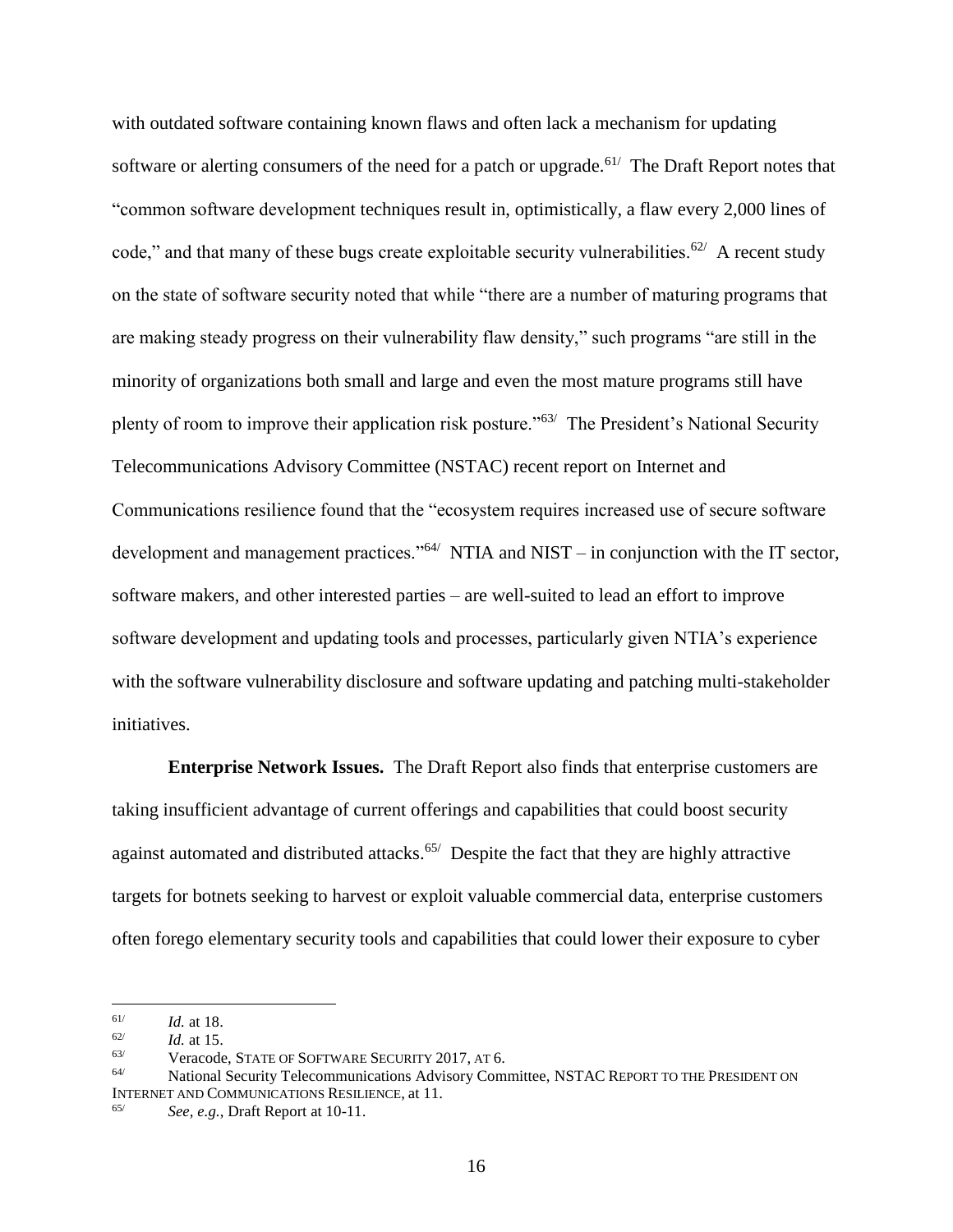with outdated software containing known flaws and often lack a mechanism for updating software or alerting consumers of the need for a patch or upgrade.[61] The Draft Report notes that "common software development techniques result in, optimistically, a flaw every 2,000 lines of code," and that many of these bugs create exploitable security vulnerabilities.[62] A recent study on the state of software security noted that while "there are a number of maturing programs that are making steady progress on their vulnerability flaw density," such programs "are still in the minority of organizations both small and large and even the most mature programs still have plenty of room to improve their application risk posture."[63] The President's National Security Telecommunications Advisory Committee (NSTAC) recent report on Internet and Communications resilience found that the "ecosystem requires increased use of secure software development and management practices."[64] NTIA and NIST – in conjunction with the IT sector, software makers, and other interested parties – are well-suited to lead an effort to improve software development and updating tools and processes, particularly given NTIA's experience with the software vulnerability disclosure and software updating and patching multi-stakeholder initiatives.

**Enterprise Network Issues.** The Draft Report also finds that enterprise customers are taking insufficient advantage of current offerings and capabilities that could boost security against automated and distributed attacks.[65] Despite the fact that they are highly attractive targets for botnets seeking to harvest or exploit valuable commercial data, enterprise customers often forego elementary security tools and capabilities that could lower their exposure to cyber

---

[61] *Id.* at 18.

[62] *Id.* at 15.

[63] Veracode, STATE OF SOFTWARE SECURITY 2017, AT 6.

[64] National Security Telecommunications Advisory Committee, NSTAC REPORT TO THE PRESIDENT ON INTERNET AND COMMUNICATIONS RESILIENCE, at 11.

[65] *See, e.g.,* Draft Report at 10-11.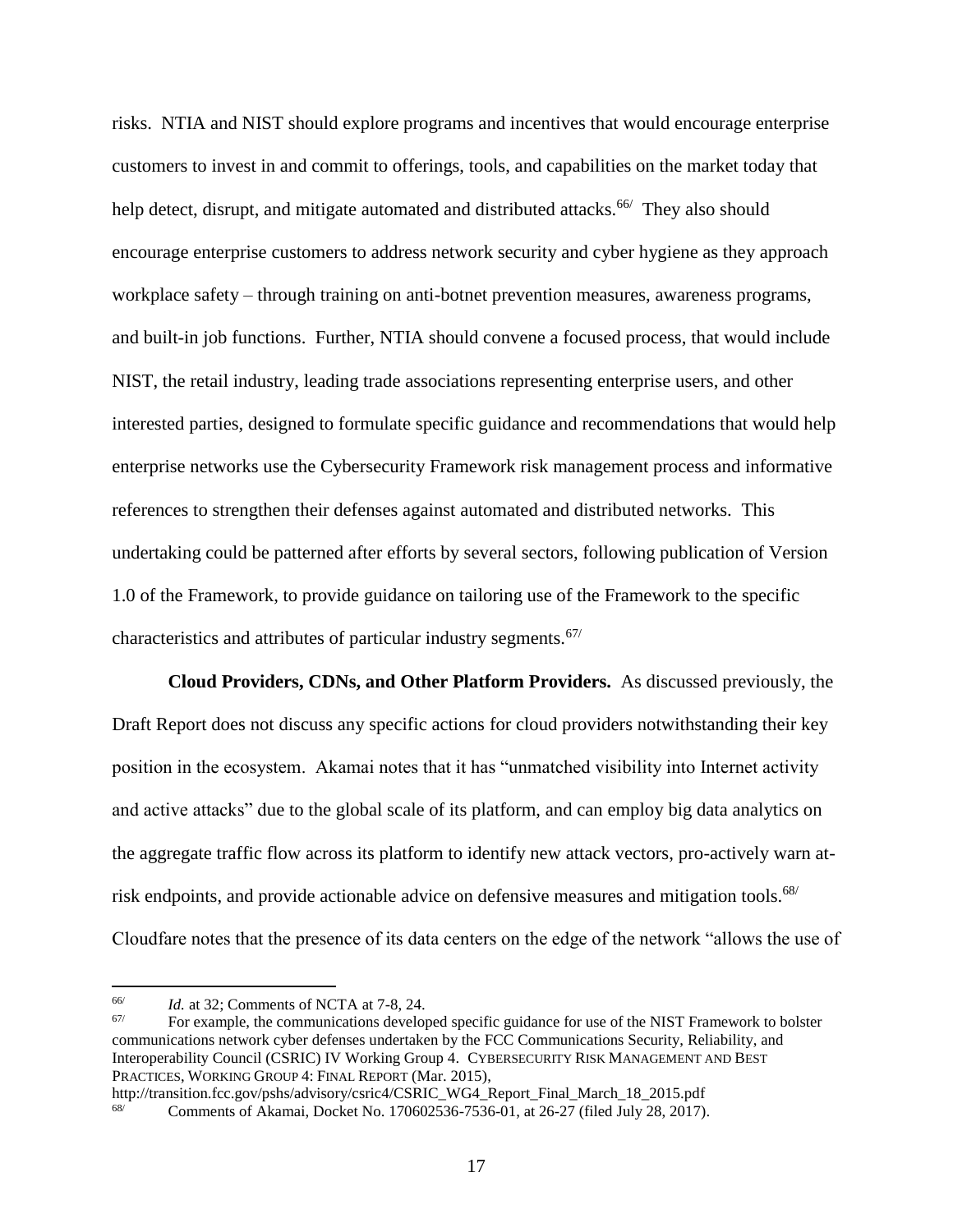risks. NTIA and NIST should explore programs and incentives that would encourage enterprise customers to invest in and commit to offerings, tools, and capabilities on the market today that help detect, disrupt, and mitigate automated and distributed attacks.[66/] They also should encourage enterprise customers to address network security and cyber hygiene as they approach workplace safety – through training on anti-botnet prevention measures, awareness programs, and built-in job functions. Further, NTIA should convene a focused process, that would include NIST, the retail industry, leading trade associations representing enterprise users, and other interested parties, designed to formulate specific guidance and recommendations that would help enterprise networks use the Cybersecurity Framework risk management process and informative references to strengthen their defenses against automated and distributed networks. This undertaking could be patterned after efforts by several sectors, following publication of Version 1.0 of the Framework, to provide guidance on tailoring use of the Framework to the specific characteristics and attributes of particular industry segments.[67/]

**Cloud Providers, CDNs, and Other Platform Providers.** As discussed previously, the Draft Report does not discuss any specific actions for cloud providers notwithstanding their key position in the ecosystem. Akamai notes that it has "unmatched visibility into Internet activity and active attacks" due to the global scale of its platform, and can employ big data analytics on the aggregate traffic flow across its platform to identify new attack vectors, pro-actively warn at-risk endpoints, and provide actionable advice on defensive measures and mitigation tools.[68/] Cloudfare notes that the presence of its data centers on the edge of the network "allows the use of

---

[66/] *Id.* at 32; Comments of NCTA at 7-8, 24.

[67/] For example, the communications developed specific guidance for use of the NIST Framework to bolster communications network cyber defenses undertaken by the FCC Communications Security, Reliability, and Interoperability Council (CSRIC) IV Working Group 4. CYBERSECURITY RISK MANAGEMENT AND BEST PRACTICES, WORKING GROUP 4: FINAL REPORT (Mar. 2015), http://transition.fcc.gov/pshs/advisory/csric4/CSRIC_WG4_Report_Final_March_18_2015.pdf

[68/] Comments of Akamai, Docket No. 170602536-7536-01, at 26-27 (filed July 28, 2017).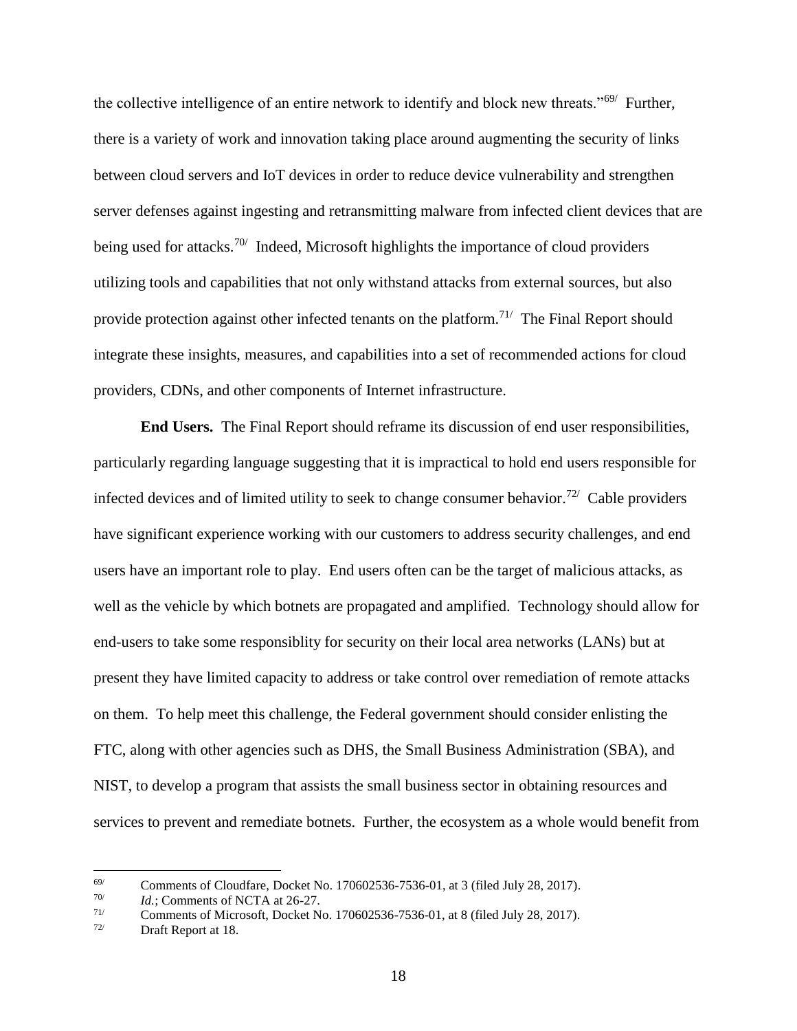the collective intelligence of an entire network to identify and block new threats."[69] Further, there is a variety of work and innovation taking place around augmenting the security of links between cloud servers and IoT devices in order to reduce device vulnerability and strengthen server defenses against ingesting and retransmitting malware from infected client devices that are being used for attacks.[70] Indeed, Microsoft highlights the importance of cloud providers utilizing tools and capabilities that not only withstand attacks from external sources, but also provide protection against other infected tenants on the platform.[71] The Final Report should integrate these insights, measures, and capabilities into a set of recommended actions for cloud providers, CDNs, and other components of Internet infrastructure.

**End Users.** The Final Report should reframe its discussion of end user responsibilities, particularly regarding language suggesting that it is impractical to hold end users responsible for infected devices and of limited utility to seek to change consumer behavior.[72] Cable providers have significant experience working with our customers to address security challenges, and end users have an important role to play. End users often can be the target of malicious attacks, as well as the vehicle by which botnets are propagated and amplified. Technology should allow for end-users to take some responsiblity for security on their local area networks (LANs) but at present they have limited capacity to address or take control over remediation of remote attacks on them. To help meet this challenge, the Federal government should consider enlisting the FTC, along with other agencies such as DHS, the Small Business Administration (SBA), and NIST, to develop a program that assists the small business sector in obtaining resources and services to prevent and remediate botnets. Further, the ecosystem as a whole would benefit from

---

[69] Comments of Cloudfare, Docket No. 170602536-7536-01, at 3 (filed July 28, 2017).

[70] *Id.*; Comments of NCTA at 26-27.

[71] Comments of Microsoft, Docket No. 170602536-7536-01, at 8 (filed July 28, 2017).

[72] Draft Report at 18.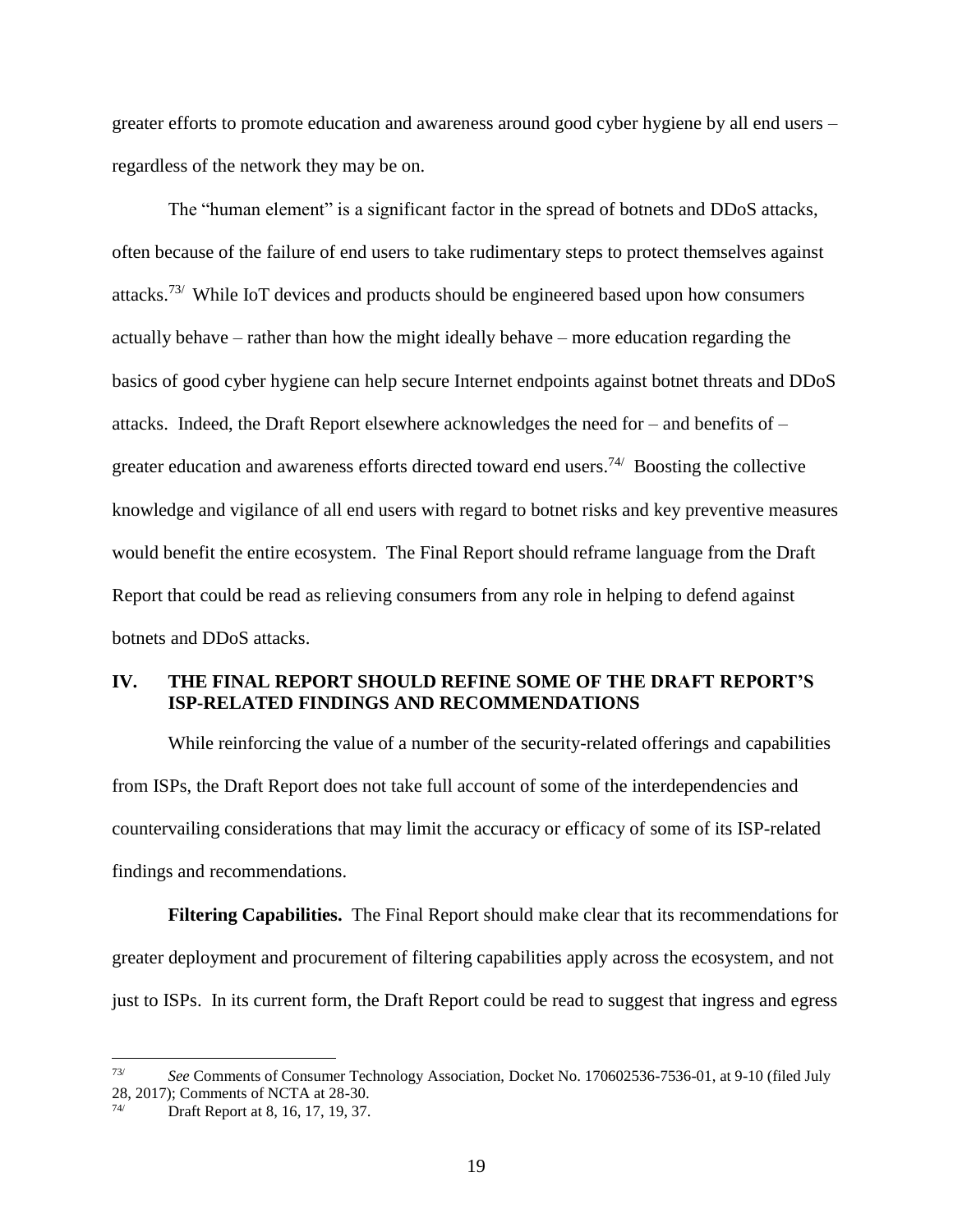greater efforts to promote education and awareness around good cyber hygiene by all end users – regardless of the network they may be on.

The "human element" is a significant factor in the spread of botnets and DDoS attacks, often because of the failure of end users to take rudimentary steps to protect themselves against attacks.[73/] While IoT devices and products should be engineered based upon how consumers actually behave – rather than how the might ideally behave – more education regarding the basics of good cyber hygiene can help secure Internet endpoints against botnet threats and DDoS attacks. Indeed, the Draft Report elsewhere acknowledges the need for – and benefits of – greater education and awareness efforts directed toward end users.[74/] Boosting the collective knowledge and vigilance of all end users with regard to botnet risks and key preventive measures would benefit the entire ecosystem. The Final Report should reframe language from the Draft Report that could be read as relieving consumers from any role in helping to defend against botnets and DDoS attacks.

## IV. THE FINAL REPORT SHOULD REFINE SOME OF THE DRAFT REPORT'S ISP-RELATED FINDINGS AND RECOMMENDATIONS

While reinforcing the value of a number of the security-related offerings and capabilities from ISPs, the Draft Report does not take full account of some of the interdependencies and countervailing considerations that may limit the accuracy or efficacy of some of its ISP-related findings and recommendations.

**Filtering Capabilities.** The Final Report should make clear that its recommendations for greater deployment and procurement of filtering capabilities apply across the ecosystem, and not just to ISPs. In its current form, the Draft Report could be read to suggest that ingress and egress

---

[73/] *See* Comments of Consumer Technology Association, Docket No. 170602536-7536-01, at 9-10 (filed July 28, 2017); Comments of NCTA at 28-30.

[74/] Draft Report at 8, 16, 17, 19, 37.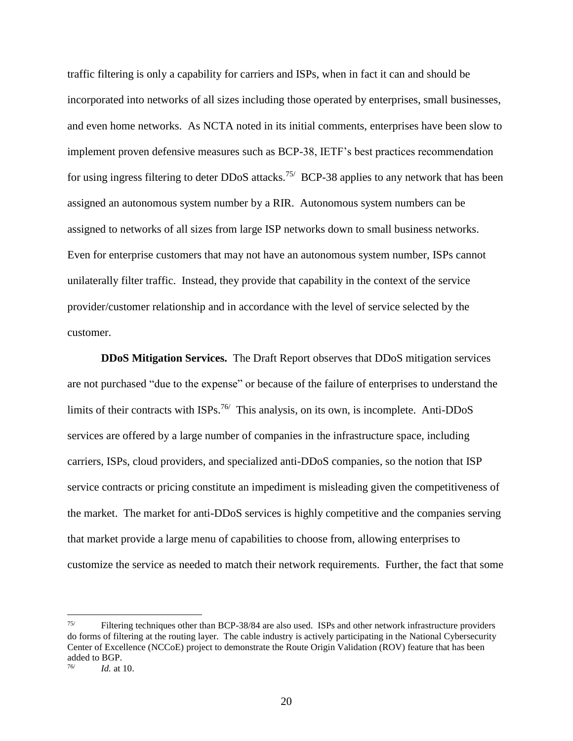traffic filtering is only a capability for carriers and ISPs, when in fact it can and should be incorporated into networks of all sizes including those operated by enterprises, small businesses, and even home networks. As NCTA noted in its initial comments, enterprises have been slow to implement proven defensive measures such as BCP-38, IETF's best practices recommendation for using ingress filtering to deter DDoS attacks.[75/] BCP-38 applies to any network that has been assigned an autonomous system number by a RIR. Autonomous system numbers can be assigned to networks of all sizes from large ISP networks down to small business networks. Even for enterprise customers that may not have an autonomous system number, ISPs cannot unilaterally filter traffic. Instead, they provide that capability in the context of the service provider/customer relationship and in accordance with the level of service selected by the customer.

**DDoS Mitigation Services.** The Draft Report observes that DDoS mitigation services are not purchased "due to the expense" or because of the failure of enterprises to understand the limits of their contracts with ISPs.[76/] This analysis, on its own, is incomplete. Anti-DDoS services are offered by a large number of companies in the infrastructure space, including carriers, ISPs, cloud providers, and specialized anti-DDoS companies, so the notion that ISP service contracts or pricing constitute an impediment is misleading given the competitiveness of the market. The market for anti-DDoS services is highly competitive and the companies serving that market provide a large menu of capabilities to choose from, allowing enterprises to customize the service as needed to match their network requirements. Further, the fact that some

---

[75/] Filtering techniques other than BCP-38/84 are also used. ISPs and other network infrastructure providers do forms of filtering at the routing layer. The cable industry is actively participating in the National Cybersecurity Center of Excellence (NCCoE) project to demonstrate the Route Origin Validation (ROV) feature that has been added to BGP.

[76/] *Id.* at 10.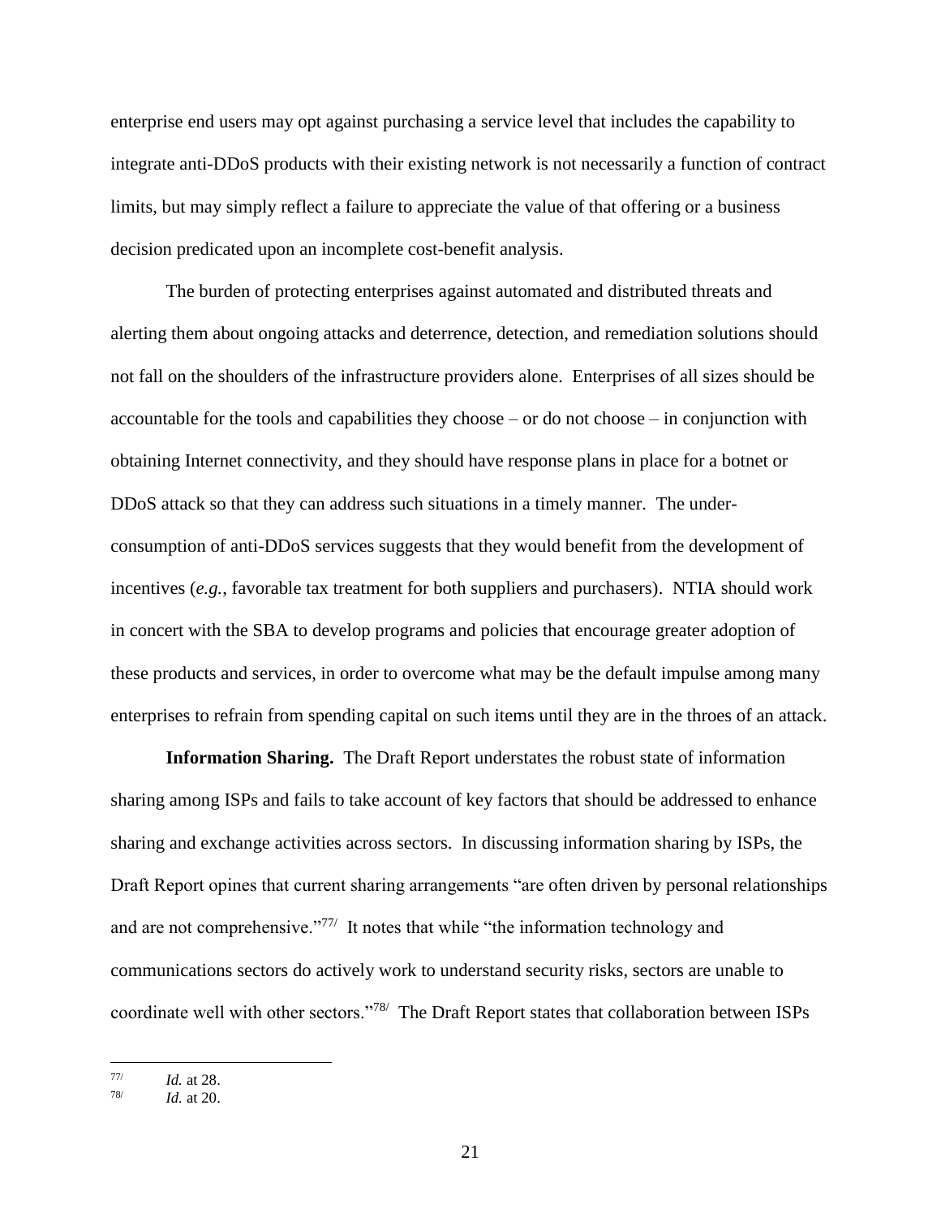enterprise end users may opt against purchasing a service level that includes the capability to integrate anti-DDoS products with their existing network is not necessarily a function of contract limits, but may simply reflect a failure to appreciate the value of that offering or a business decision predicated upon an incomplete cost-benefit analysis.

The burden of protecting enterprises against automated and distributed threats and alerting them about ongoing attacks and deterrence, detection, and remediation solutions should not fall on the shoulders of the infrastructure providers alone. Enterprises of all sizes should be accountable for the tools and capabilities they choose – or do not choose – in conjunction with obtaining Internet connectivity, and they should have response plans in place for a botnet or DDoS attack so that they can address such situations in a timely manner. The under-consumption of anti-DDoS services suggests that they would benefit from the development of incentives (*e.g.*, favorable tax treatment for both suppliers and purchasers). NTIA should work in concert with the SBA to develop programs and policies that encourage greater adoption of these products and services, in order to overcome what may be the default impulse among many enterprises to refrain from spending capital on such items until they are in the throes of an attack.

**Information Sharing.** The Draft Report understates the robust state of information sharing among ISPs and fails to take account of key factors that should be addressed to enhance sharing and exchange activities across sectors. In discussing information sharing by ISPs, the Draft Report opines that current sharing arrangements "are often driven by personal relationships and are not comprehensive."[77/] It notes that while "the information technology and communications sectors do actively work to understand security risks, sectors are unable to coordinate well with other sectors."[78/] The Draft Report states that collaboration between ISPs

---

[77/] *Id.* at 28.

[78/] *Id.* at 20.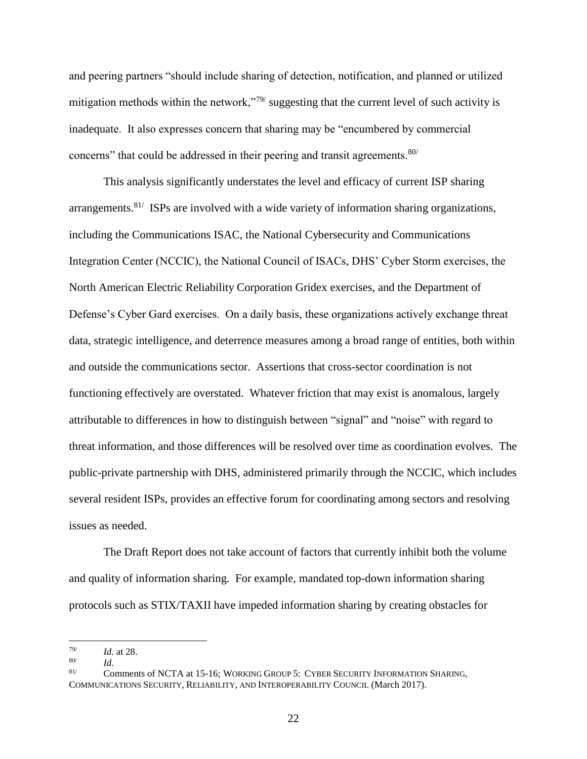and peering partners "should include sharing of detection, notification, and planned or utilized mitigation methods within the network,"[79] suggesting that the current level of such activity is inadequate. It also expresses concern that sharing may be "encumbered by commercial concerns" that could be addressed in their peering and transit agreements.[80]

This analysis significantly understates the level and efficacy of current ISP sharing arrangements.[81] ISPs are involved with a wide variety of information sharing organizations, including the Communications ISAC, the National Cybersecurity and Communications Integration Center (NCCIC), the National Council of ISACs, DHS' Cyber Storm exercises, the North American Electric Reliability Corporation Gridex exercises, and the Department of Defense's Cyber Gard exercises. On a daily basis, these organizations actively exchange threat data, strategic intelligence, and deterrence measures among a broad range of entities, both within and outside the communications sector. Assertions that cross-sector coordination is not functioning effectively are overstated. Whatever friction that may exist is anomalous, largely attributable to differences in how to distinguish between "signal" and "noise" with regard to threat information, and those differences will be resolved over time as coordination evolves. The public-private partnership with DHS, administered primarily through the NCCIC, which includes several resident ISPs, provides an effective forum for coordinating among sectors and resolving issues as needed.

The Draft Report does not take account of factors that currently inhibit both the volume and quality of information sharing. For example, mandated top-down information sharing protocols such as STIX/TAXII have impeded information sharing by creating obstacles for

---

[79] *Id.* at 28.

[80] *Id.*

[81] Comments of NCTA at 15-16; WORKING GROUP 5: CYBER SECURITY INFORMATION SHARING, COMMUNICATIONS SECURITY, RELIABILITY, AND INTEROPERABILITY COUNCIL (March 2017).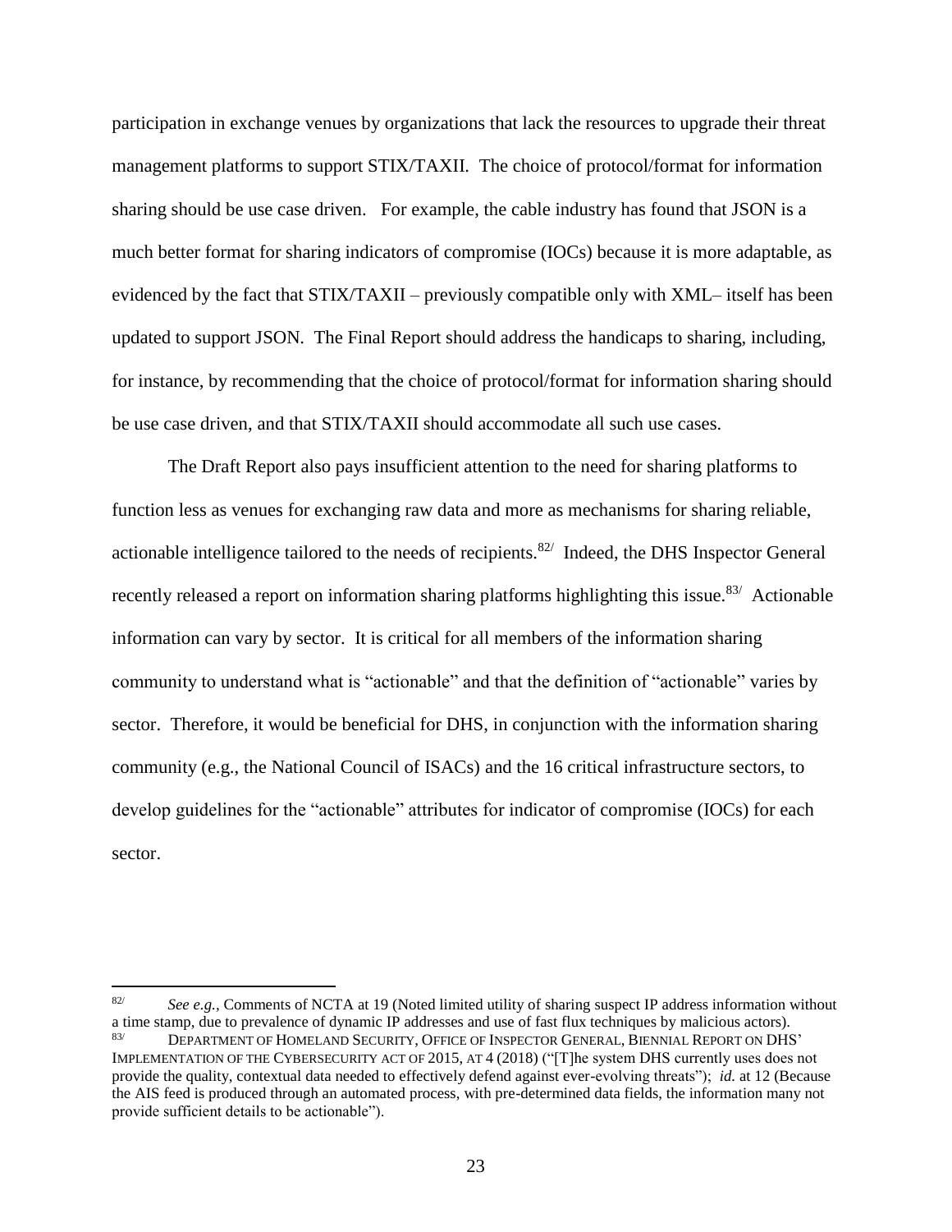participation in exchange venues by organizations that lack the resources to upgrade their threat management platforms to support STIX/TAXII. The choice of protocol/format for information sharing should be use case driven. For example, the cable industry has found that JSON is a much better format for sharing indicators of compromise (IOCs) because it is more adaptable, as evidenced by the fact that STIX/TAXII – previously compatible only with XML– itself has been updated to support JSON. The Final Report should address the handicaps to sharing, including, for instance, by recommending that the choice of protocol/format for information sharing should be use case driven, and that STIX/TAXII should accommodate all such use cases.

The Draft Report also pays insufficient attention to the need for sharing platforms to function less as venues for exchanging raw data and more as mechanisms for sharing reliable, actionable intelligence tailored to the needs of recipients.[82/] Indeed, the DHS Inspector General recently released a report on information sharing platforms highlighting this issue.[83/] Actionable information can vary by sector. It is critical for all members of the information sharing community to understand what is "actionable" and that the definition of "actionable" varies by sector. Therefore, it would be beneficial for DHS, in conjunction with the information sharing community (e.g., the National Council of ISACs) and the 16 critical infrastructure sectors, to develop guidelines for the "actionable" attributes for indicator of compromise (IOCs) for each sector.

---

[82/] *See e.g.*, Comments of NCTA at 19 (Noted limited utility of sharing suspect IP address information without a time stamp, due to prevalence of dynamic IP addresses and use of fast flux techniques by malicious actors).

[83/] DEPARTMENT OF HOMELAND SECURITY, OFFICE OF INSPECTOR GENERAL, BIENNIAL REPORT ON DHS' IMPLEMENTATION OF THE CYBERSECURITY ACT OF 2015, AT 4 (2018) ("[T]he system DHS currently uses does not provide the quality, contextual data needed to effectively defend against ever-evolving threats"); *id.* at 12 (Because the AIS feed is produced through an automated process, with pre-determined data fields, the information many not provide sufficient details to be actionable").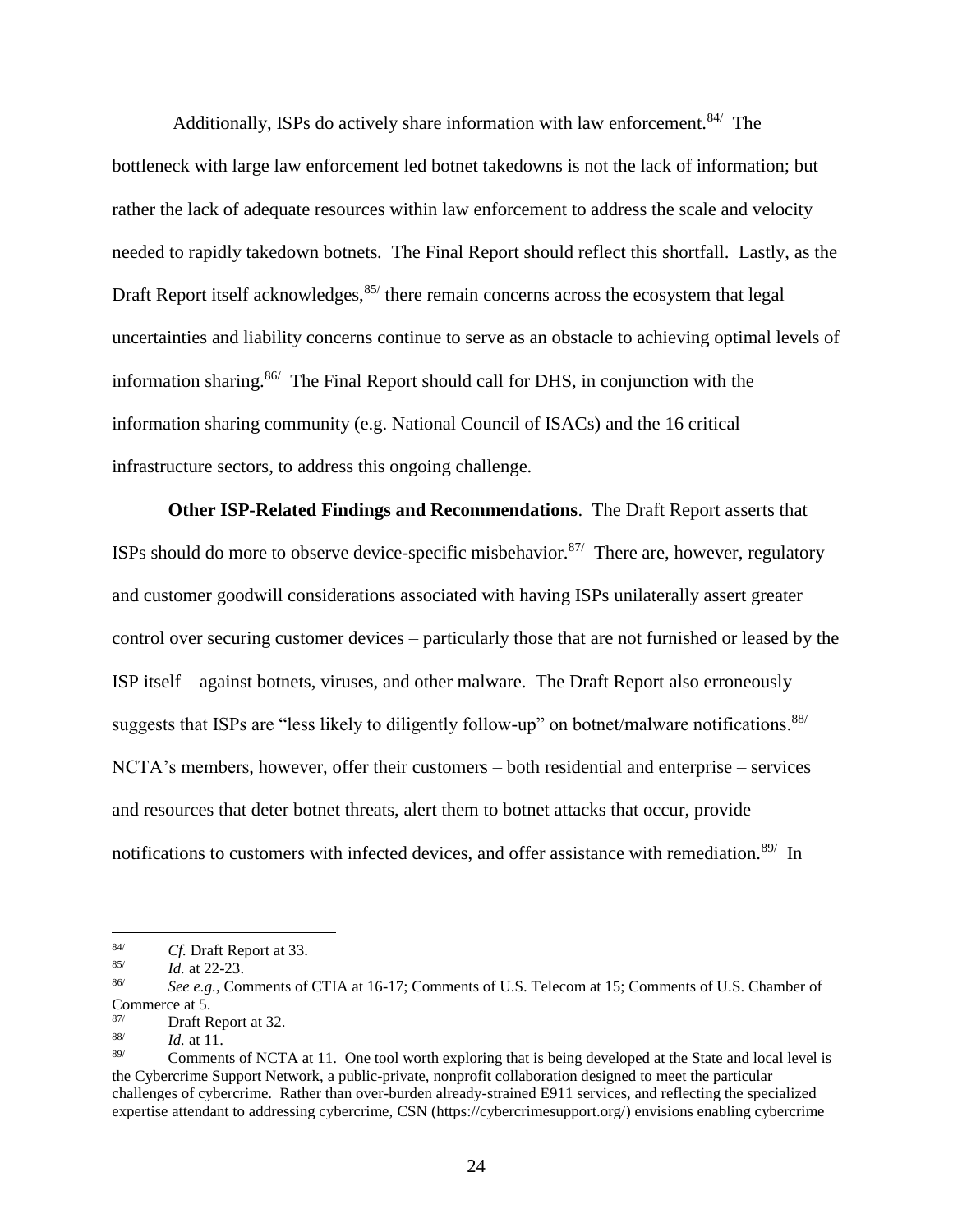Additionally, ISPs do actively share information with law enforcement.[84] The bottleneck with large law enforcement led botnet takedowns is not the lack of information; but rather the lack of adequate resources within law enforcement to address the scale and velocity needed to rapidly takedown botnets. The Final Report should reflect this shortfall. Lastly, as the Draft Report itself acknowledges,[85] there remain concerns across the ecosystem that legal uncertainties and liability concerns continue to serve as an obstacle to achieving optimal levels of information sharing.[86] The Final Report should call for DHS, in conjunction with the information sharing community (e.g. National Council of ISACs) and the 16 critical infrastructure sectors, to address this ongoing challenge.

**Other ISP-Related Findings and Recommendations**. The Draft Report asserts that ISPs should do more to observe device-specific misbehavior.[87] There are, however, regulatory and customer goodwill considerations associated with having ISPs unilaterally assert greater control over securing customer devices – particularly those that are not furnished or leased by the ISP itself – against botnets, viruses, and other malware. The Draft Report also erroneously suggests that ISPs are "less likely to diligently follow-up" on botnet/malware notifications.[88] NCTA's members, however, offer their customers – both residential and enterprise – services and resources that deter botnet threats, alert them to botnet attacks that occur, provide notifications to customers with infected devices, and offer assistance with remediation.[89] In

---

[84] *Cf.* Draft Report at 33.

[85] *Id.* at 22-23.

[86] *See e.g.*, Comments of CTIA at 16-17; Comments of U.S. Telecom at 15; Comments of U.S. Chamber of Commerce at 5.

[87] Draft Report at 32.

[88] *Id.* at 11.

[89] Comments of NCTA at 11. One tool worth exploring that is being developed at the State and local level is the Cybercrime Support Network, a public-private, nonprofit collaboration designed to meet the particular challenges of cybercrime. Rather than over-burden already-strained E911 services, and reflecting the specialized expertise attendant to addressing cybercrime, CSN (https://cybercrimesupport.org/) envisions enabling cybercrime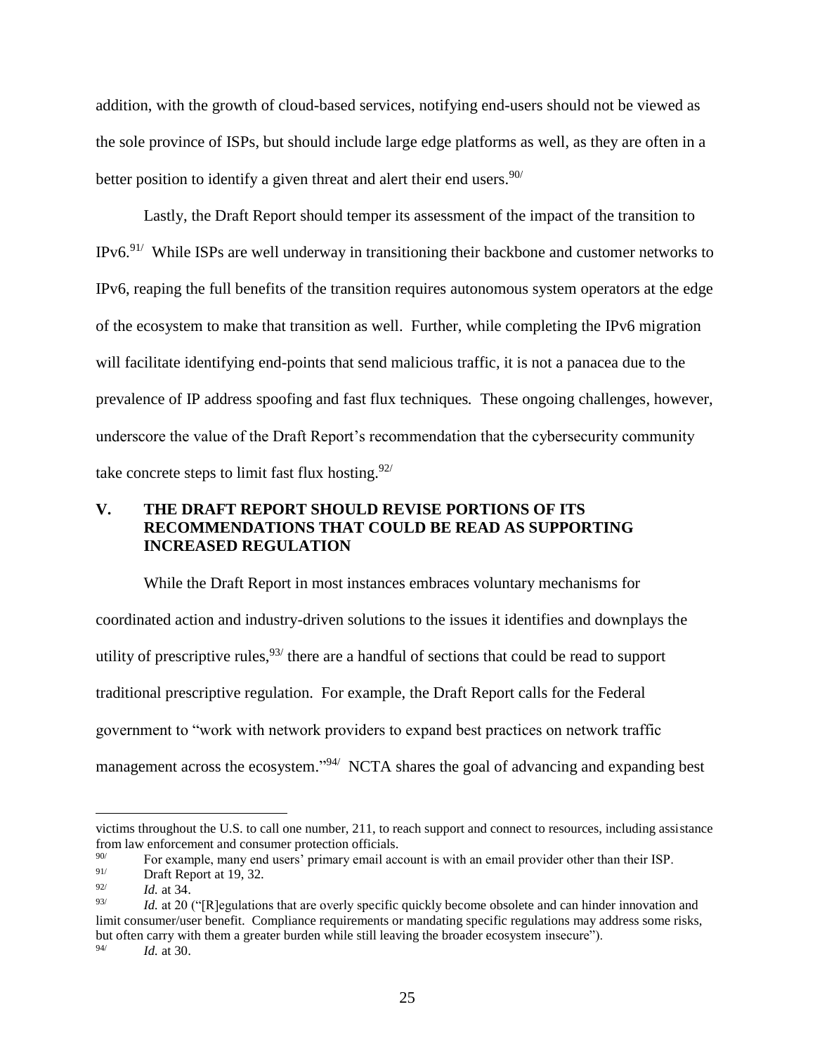addition, with the growth of cloud-based services, notifying end-users should not be viewed as the sole province of ISPs, but should include large edge platforms as well, as they are often in a better position to identify a given threat and alert their end users.[90/]

Lastly, the Draft Report should temper its assessment of the impact of the transition to IPv6.[91/] While ISPs are well underway in transitioning their backbone and customer networks to IPv6, reaping the full benefits of the transition requires autonomous system operators at the edge of the ecosystem to make that transition as well. Further, while completing the IPv6 migration will facilitate identifying end-points that send malicious traffic, it is not a panacea due to the prevalence of IP address spoofing and fast flux techniques. These ongoing challenges, however, underscore the value of the Draft Report's recommendation that the cybersecurity community take concrete steps to limit fast flux hosting.[92/]

## V. THE DRAFT REPORT SHOULD REVISE PORTIONS OF ITS RECOMMENDATIONS THAT COULD BE READ AS SUPPORTING INCREASED REGULATION

While the Draft Report in most instances embraces voluntary mechanisms for coordinated action and industry-driven solutions to the issues it identifies and downplays the utility of prescriptive rules,[93/] there are a handful of sections that could be read to support traditional prescriptive regulation. For example, the Draft Report calls for the Federal government to "work with network providers to expand best practices on network traffic management across the ecosystem."[94/] NCTA shares the goal of advancing and expanding best

---

victims throughout the U.S. to call one number, 211, to reach support and connect to resources, including assistance from law enforcement and consumer protection officials.

[90/] For example, many end users' primary email account is with an email provider other than their ISP.

[91/] Draft Report at 19, 32.

[92/] *Id.* at 34.

[93/] *Id.* at 20 ("[R]egulations that are overly specific quickly become obsolete and can hinder innovation and limit consumer/user benefit. Compliance requirements or mandating specific regulations may address some risks, but often carry with them a greater burden while still leaving the broader ecosystem insecure").

[94/] *Id.* at 30.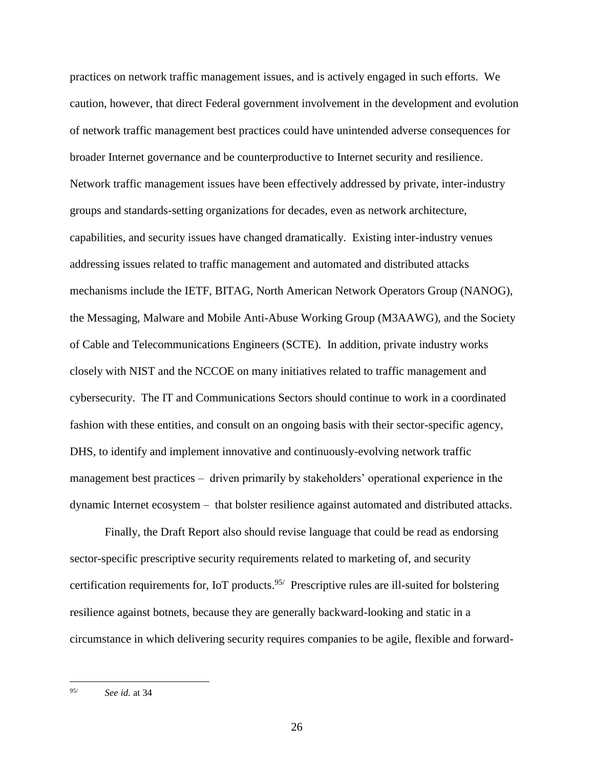practices on network traffic management issues, and is actively engaged in such efforts. We caution, however, that direct Federal government involvement in the development and evolution of network traffic management best practices could have unintended adverse consequences for broader Internet governance and be counterproductive to Internet security and resilience. Network traffic management issues have been effectively addressed by private, inter-industry groups and standards-setting organizations for decades, even as network architecture, capabilities, and security issues have changed dramatically. Existing inter-industry venues addressing issues related to traffic management and automated and distributed attacks mechanisms include the IETF, BITAG, North American Network Operators Group (NANOG), the Messaging, Malware and Mobile Anti-Abuse Working Group (M3AAWG), and the Society of Cable and Telecommunications Engineers (SCTE). In addition, private industry works closely with NIST and the NCCOE on many initiatives related to traffic management and cybersecurity. The IT and Communications Sectors should continue to work in a coordinated fashion with these entities, and consult on an ongoing basis with their sector-specific agency, DHS, to identify and implement innovative and continuously-evolving network traffic management best practices – driven primarily by stakeholders' operational experience in the dynamic Internet ecosystem – that bolster resilience against automated and distributed attacks.

Finally, the Draft Report also should revise language that could be read as endorsing sector-specific prescriptive security requirements related to marketing of, and security certification requirements for, IoT products.[95/] Prescriptive rules are ill-suited for bolstering resilience against botnets, because they are generally backward-looking and static in a circumstance in which delivering security requires companies to be agile, flexible and forward-

---

[95/] *See id.* at 34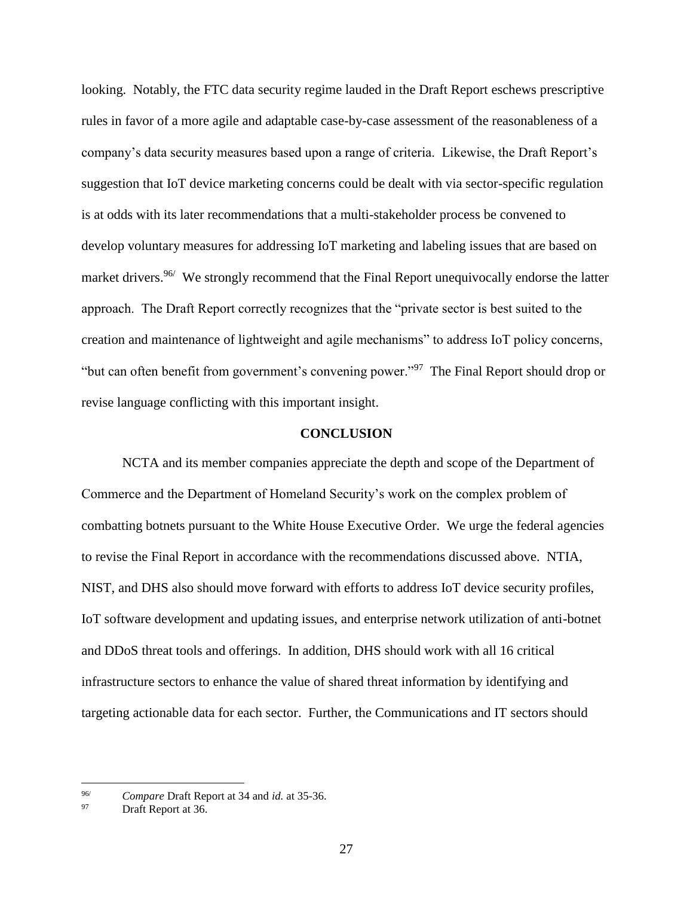looking. Notably, the FTC data security regime lauded in the Draft Report eschews prescriptive rules in favor of a more agile and adaptable case-by-case assessment of the reasonableness of a company's data security measures based upon a range of criteria. Likewise, the Draft Report's suggestion that IoT device marketing concerns could be dealt with via sector-specific regulation is at odds with its later recommendations that a multi-stakeholder process be convened to develop voluntary measures for addressing IoT marketing and labeling issues that are based on market drivers.[96/] We strongly recommend that the Final Report unequivocally endorse the latter approach. The Draft Report correctly recognizes that the "private sector is best suited to the creation and maintenance of lightweight and agile mechanisms" to address IoT policy concerns, "but can often benefit from government's convening power."[97] The Final Report should drop or revise language conflicting with this important insight.

## CONCLUSION

NCTA and its member companies appreciate the depth and scope of the Department of Commerce and the Department of Homeland Security's work on the complex problem of combatting botnets pursuant to the White House Executive Order. We urge the federal agencies to revise the Final Report in accordance with the recommendations discussed above. NTIA, NIST, and DHS also should move forward with efforts to address IoT device security profiles, IoT software development and updating issues, and enterprise network utilization of anti-botnet and DDoS threat tools and offerings. In addition, DHS should work with all 16 critical infrastructure sectors to enhance the value of shared threat information by identifying and targeting actionable data for each sector. Further, the Communications and IT sectors should

---

[96/] *Compare* Draft Report at 34 and *id.* at 35-36.

[97] Draft Report at 36.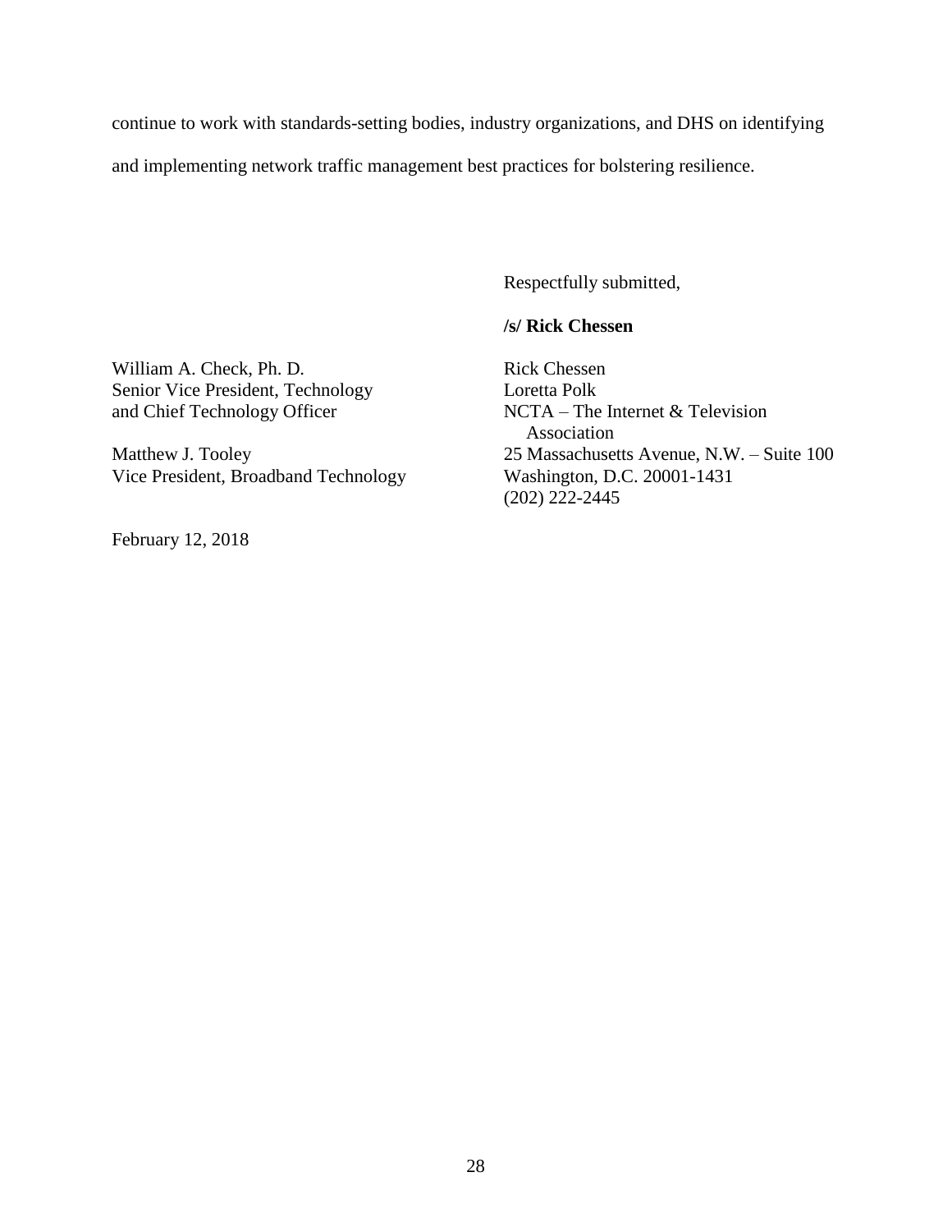continue to work with standards-setting bodies, industry organizations, and DHS on identifying and implementing network traffic management best practices for bolstering resilience.

Respectfully submitted,

**/s/ Rick Chessen**

Rick Chessen
Loretta Polk
NCTA – The Internet & Television Association
25 Massachusetts Avenue, N.W. – Suite 100
Washington, D.C. 20001-1431
(202) 222-2445

William A. Check, Ph. D.
Senior Vice President, Technology and Chief Technology Officer

Matthew J. Tooley
Vice President, Broadband Technology

February 12, 2018